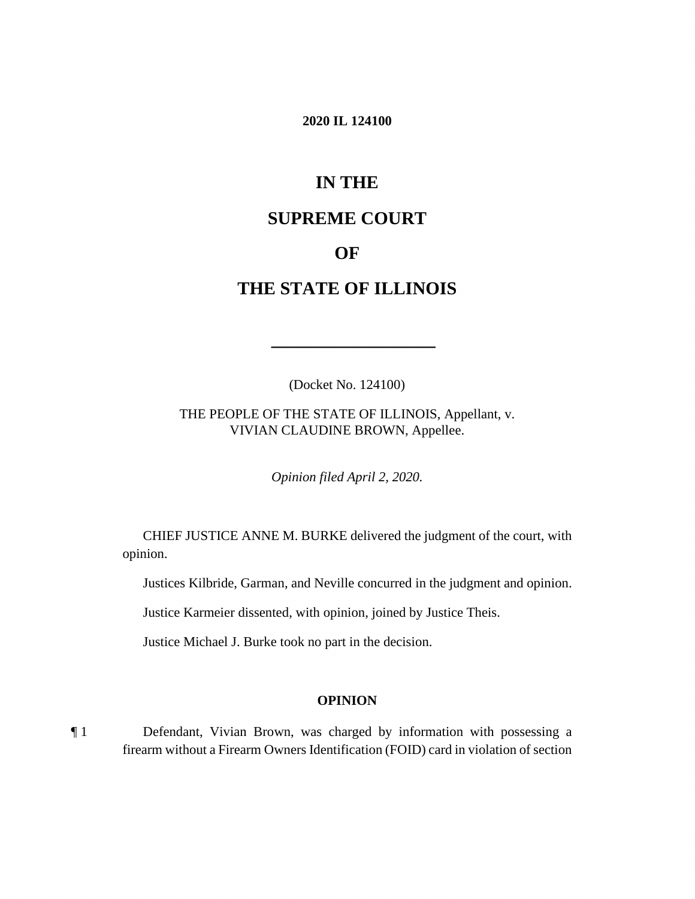**2020 IL 124100**

# IN THE

# SUPREME COURT

# OF

# THE STATE OF ILLINOIS

---

(Docket No. 124100)

THE PEOPLE OF THE STATE OF ILLINOIS, Appellant, v.
VIVIAN CLAUDINE BROWN, Appellee.

*Opinion filed April 2, 2020.*

CHIEF JUSTICE ANNE M. BURKE delivered the judgment of the court, with opinion.

Justices Kilbride, Garman, and Neville concurred in the judgment and opinion.

Justice Karmeier dissented, with opinion, joined by Justice Theis.

Justice Michael J. Burke took no part in the decision.

## OPINION

¶ 1 Defendant, Vivian Brown, was charged by information with possessing a firearm without a Firearm Owners Identification (FOID) card in violation of section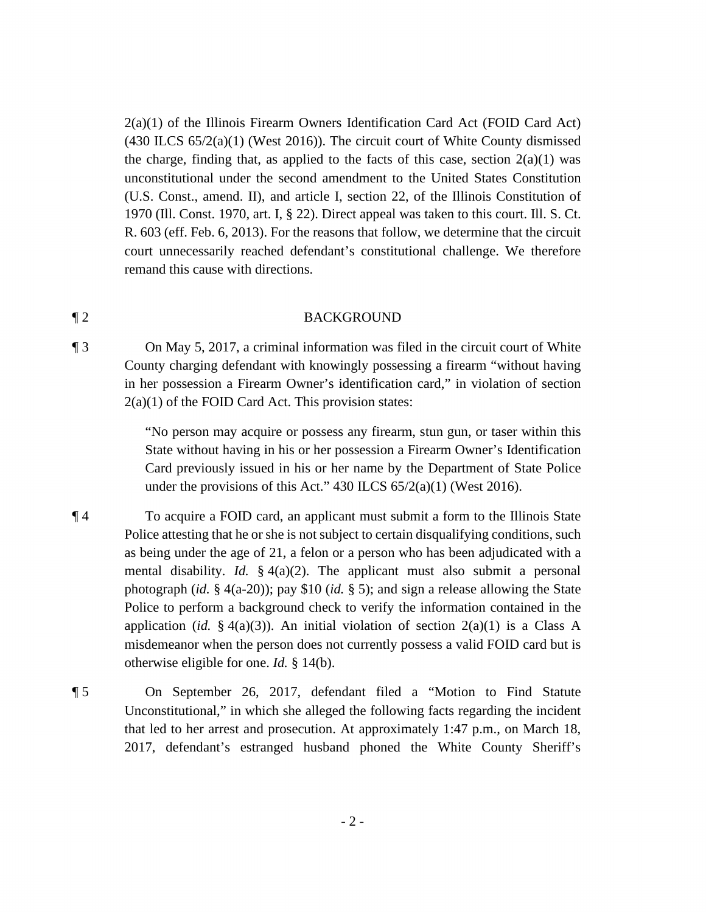2(a)(1) of the Illinois Firearm Owners Identification Card Act (FOID Card Act) (430 ILCS 65/2(a)(1) (West 2016)). The circuit court of White County dismissed the charge, finding that, as applied to the facts of this case, section 2(a)(1) was unconstitutional under the second amendment to the United States Constitution (U.S. Const., amend. II), and article I, section 22, of the Illinois Constitution of 1970 (Ill. Const. 1970, art. I, § 22). Direct appeal was taken to this court. Ill. S. Ct. R. 603 (eff. Feb. 6, 2013). For the reasons that follow, we determine that the circuit court unnecessarily reached defendant's constitutional challenge. We therefore remand this cause with directions.

¶ 2 BACKGROUND

¶ 3 On May 5, 2017, a criminal information was filed in the circuit court of White County charging defendant with knowingly possessing a firearm "without having in her possession a Firearm Owner's identification card," in violation of section 2(a)(1) of the FOID Card Act. This provision states:

> "No person may acquire or possess any firearm, stun gun, or taser within this State without having in his or her possession a Firearm Owner's Identification Card previously issued in his or her name by the Department of State Police under the provisions of this Act." 430 ILCS 65/2(a)(1) (West 2016).

¶ 4 To acquire a FOID card, an applicant must submit a form to the Illinois State Police attesting that he or she is not subject to certain disqualifying conditions, such as being under the age of 21, a felon or a person who has been adjudicated with a mental disability. *Id.* § 4(a)(2). The applicant must also submit a personal photograph (*id.* § 4(a-20)); pay $10 (*id.* § 5); and sign a release allowing the State Police to perform a background check to verify the information contained in the application (*id.* § 4(a)(3)). An initial violation of section 2(a)(1) is a Class A misdemeanor when the person does not currently possess a valid FOID card but is otherwise eligible for one. *Id.* § 14(b).

¶ 5 On September 26, 2017, defendant filed a "Motion to Find Statute Unconstitutional," in which she alleged the following facts regarding the incident that led to her arrest and prosecution. At approximately 1:47 p.m., on March 18, 2017, defendant's estranged husband phoned the White County Sheriff's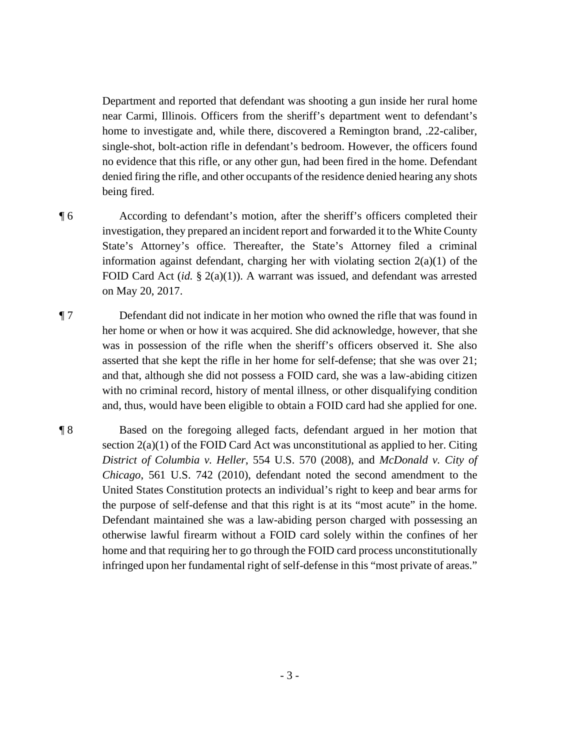Department and reported that defendant was shooting a gun inside her rural home near Carmi, Illinois. Officers from the sheriff's department went to defendant's home to investigate and, while there, discovered a Remington brand, .22-caliber, single-shot, bolt-action rifle in defendant's bedroom. However, the officers found no evidence that this rifle, or any other gun, had been fired in the home. Defendant denied firing the rifle, and other occupants of the residence denied hearing any shots being fired.

¶ 6 According to defendant's motion, after the sheriff's officers completed their investigation, they prepared an incident report and forwarded it to the White County State's Attorney's office. Thereafter, the State's Attorney filed a criminal information against defendant, charging her with violating section 2(a)(1) of the FOID Card Act (*id.* § 2(a)(1)). A warrant was issued, and defendant was arrested on May 20, 2017.

¶ 7 Defendant did not indicate in her motion who owned the rifle that was found in her home or when or how it was acquired. She did acknowledge, however, that she was in possession of the rifle when the sheriff's officers observed it. She also asserted that she kept the rifle in her home for self-defense; that she was over 21; and that, although she did not possess a FOID card, she was a law-abiding citizen with no criminal record, history of mental illness, or other disqualifying condition and, thus, would have been eligible to obtain a FOID card had she applied for one.

¶ 8 Based on the foregoing alleged facts, defendant argued in her motion that section 2(a)(1) of the FOID Card Act was unconstitutional as applied to her. Citing *District of Columbia v. Heller*, 554 U.S. 570 (2008), and *McDonald v. City of Chicago*, 561 U.S. 742 (2010), defendant noted the second amendment to the United States Constitution protects an individual's right to keep and bear arms for the purpose of self-defense and that this right is at its "most acute" in the home. Defendant maintained she was a law-abiding person charged with possessing an otherwise lawful firearm without a FOID card solely within the confines of her home and that requiring her to go through the FOID card process unconstitutionally infringed upon her fundamental right of self-defense in this "most private of areas."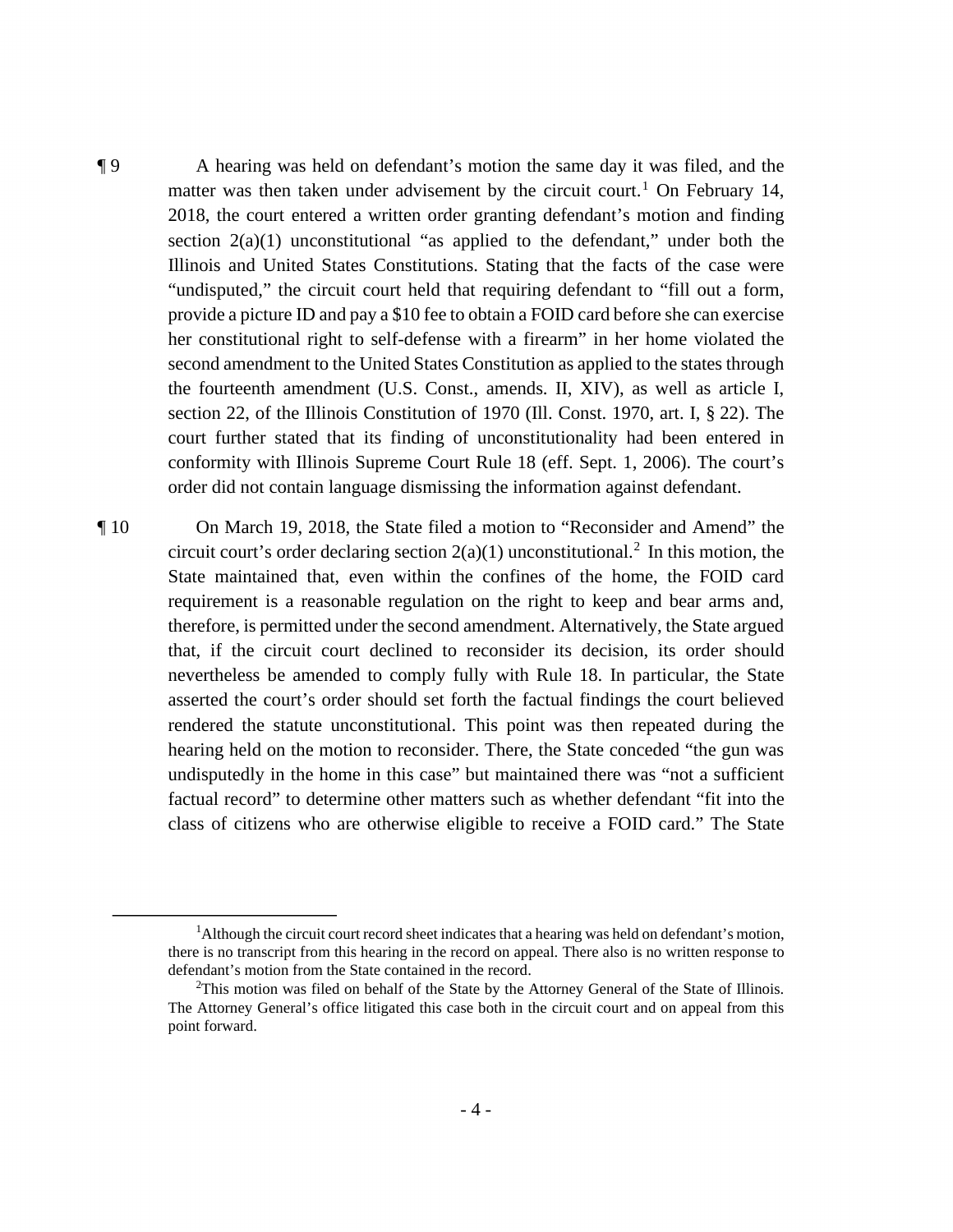¶ 9 A hearing was held on defendant's motion the same day it was filed, and the matter was then taken under advisement by the circuit court.[1] On February 14, 2018, the court entered a written order granting defendant's motion and finding section 2(a)(1) unconstitutional "as applied to the defendant," under both the Illinois and United States Constitutions. Stating that the facts of the case were "undisputed," the circuit court held that requiring defendant to "fill out a form, provide a picture ID and pay a $10 fee to obtain a FOID card before she can exercise her constitutional right to self-defense with a firearm" in her home violated the second amendment to the United States Constitution as applied to the states through the fourteenth amendment (U.S. Const., amends. II, XIV), as well as article I, section 22, of the Illinois Constitution of 1970 (Ill. Const. 1970, art. I, § 22). The court further stated that its finding of unconstitutionality had been entered in conformity with Illinois Supreme Court Rule 18 (eff. Sept. 1, 2006). The court's order did not contain language dismissing the information against defendant.

¶ 10 On March 19, 2018, the State filed a motion to "Reconsider and Amend" the circuit court's order declaring section 2(a)(1) unconstitutional.[2] In this motion, the State maintained that, even within the confines of the home, the FOID card requirement is a reasonable regulation on the right to keep and bear arms and, therefore, is permitted under the second amendment. Alternatively, the State argued that, if the circuit court declined to reconsider its decision, its order should nevertheless be amended to comply fully with Rule 18. In particular, the State asserted the court's order should set forth the factual findings the court believed rendered the statute unconstitutional. This point was then repeated during the hearing held on the motion to reconsider. There, the State conceded "the gun was undisputedly in the home in this case" but maintained there was "not a sufficient factual record" to determine other matters such as whether defendant "fit into the class of citizens who are otherwise eligible to receive a FOID card." The State

---

[1] Although the circuit court record sheet indicates that a hearing was held on defendant's motion, there is no transcript from this hearing in the record on appeal. There also is no written response to defendant's motion from the State contained in the record.

[2] This motion was filed on behalf of the State by the Attorney General of the State of Illinois. The Attorney General's office litigated this case both in the circuit court and on appeal from this point forward.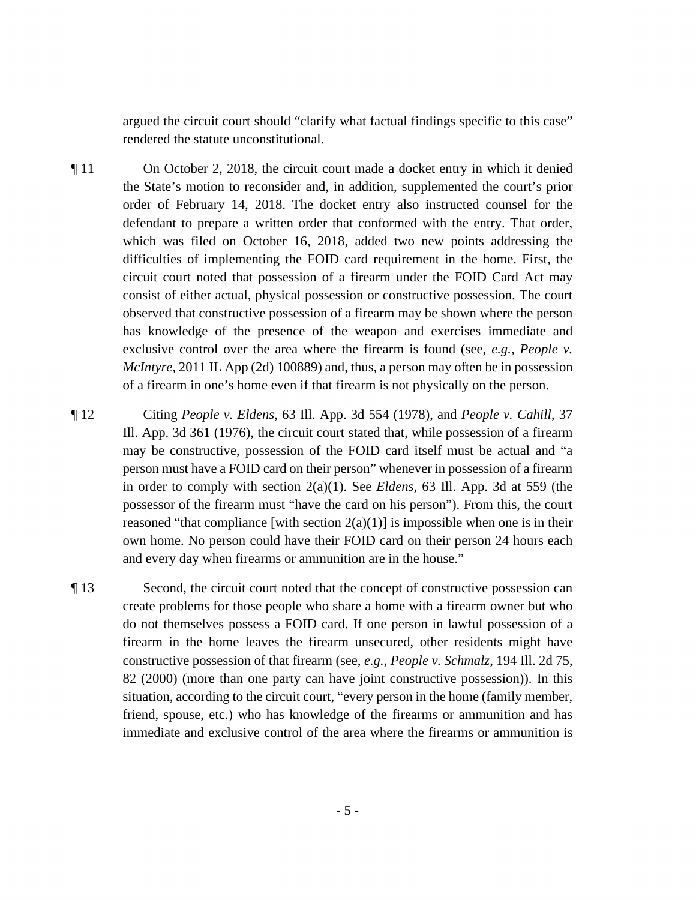argued the circuit court should "clarify what factual findings specific to this case" rendered the statute unconstitutional.

¶ 11 On October 2, 2018, the circuit court made a docket entry in which it denied the State's motion to reconsider and, in addition, supplemented the court's prior order of February 14, 2018. The docket entry also instructed counsel for the defendant to prepare a written order that conformed with the entry. That order, which was filed on October 16, 2018, added two new points addressing the difficulties of implementing the FOID card requirement in the home. First, the circuit court noted that possession of a firearm under the FOID Card Act may consist of either actual, physical possession or constructive possession. The court observed that constructive possession of a firearm may be shown where the person has knowledge of the presence of the weapon and exercises immediate and exclusive control over the area where the firearm is found (see, *e.g.*, *People v. McIntyre*, 2011 IL App (2d) 100889) and, thus, a person may often be in possession of a firearm in one's home even if that firearm is not physically on the person.

¶ 12 Citing *People v. Eldens*, 63 Ill. App. 3d 554 (1978), and *People v. Cahill*, 37 Ill. App. 3d 361 (1976), the circuit court stated that, while possession of a firearm may be constructive, possession of the FOID card itself must be actual and "a person must have a FOID card on their person" whenever in possession of a firearm in order to comply with section 2(a)(1). See *Eldens*, 63 Ill. App. 3d at 559 (the possessor of the firearm must "have the card on his person"). From this, the court reasoned "that compliance [with section 2(a)(1)] is impossible when one is in their own home. No person could have their FOID card on their person 24 hours each and every day when firearms or ammunition are in the house."

¶ 13 Second, the circuit court noted that the concept of constructive possession can create problems for those people who share a home with a firearm owner but who do not themselves possess a FOID card. If one person in lawful possession of a firearm in the home leaves the firearm unsecured, other residents might have constructive possession of that firearm (see, *e.g.*, *People v. Schmalz*, 194 Ill. 2d 75, 82 (2000) (more than one party can have joint constructive possession)). In this situation, according to the circuit court, "every person in the home (family member, friend, spouse, etc.) who has knowledge of the firearms or ammunition and has immediate and exclusive control of the area where the firearms or ammunition is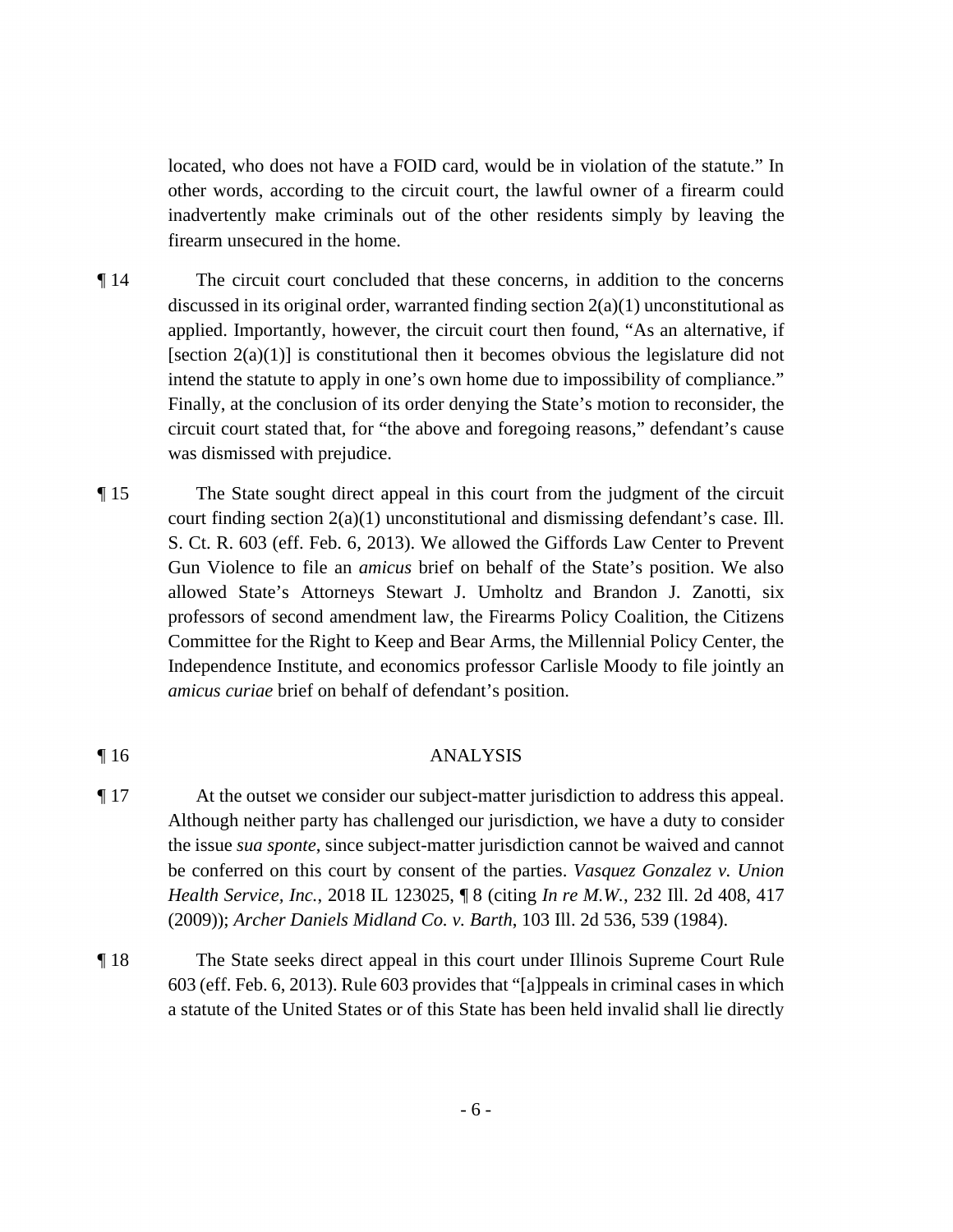located, who does not have a FOID card, would be in violation of the statute." In other words, according to the circuit court, the lawful owner of a firearm could inadvertently make criminals out of the other residents simply by leaving the firearm unsecured in the home.

¶ 14 The circuit court concluded that these concerns, in addition to the concerns discussed in its original order, warranted finding section 2(a)(1) unconstitutional as applied. Importantly, however, the circuit court then found, "As an alternative, if [section 2(a)(1)] is constitutional then it becomes obvious the legislature did not intend the statute to apply in one's own home due to impossibility of compliance." Finally, at the conclusion of its order denying the State's motion to reconsider, the circuit court stated that, for "the above and foregoing reasons," defendant's cause was dismissed with prejudice.

¶ 15 The State sought direct appeal in this court from the judgment of the circuit court finding section 2(a)(1) unconstitutional and dismissing defendant's case. Ill. S. Ct. R. 603 (eff. Feb. 6, 2013). We allowed the Giffords Law Center to Prevent Gun Violence to file an *amicus* brief on behalf of the State's position. We also allowed State's Attorneys Stewart J. Umholtz and Brandon J. Zanotti, six professors of second amendment law, the Firearms Policy Coalition, the Citizens Committee for the Right to Keep and Bear Arms, the Millennial Policy Center, the Independence Institute, and economics professor Carlisle Moody to file jointly an *amicus curiae* brief on behalf of defendant's position.

¶ 16 ANALYSIS

¶ 17 At the outset we consider our subject-matter jurisdiction to address this appeal. Although neither party has challenged our jurisdiction, we have a duty to consider the issue *sua sponte*, since subject-matter jurisdiction cannot be waived and cannot be conferred on this court by consent of the parties. *Vasquez Gonzalez v. Union Health Service, Inc.*, 2018 IL 123025, ¶ 8 (citing *In re M.W.*, 232 Ill. 2d 408, 417 (2009)); *Archer Daniels Midland Co. v. Barth*, 103 Ill. 2d 536, 539 (1984).

¶ 18 The State seeks direct appeal in this court under Illinois Supreme Court Rule 603 (eff. Feb. 6, 2013). Rule 603 provides that "[a]ppeals in criminal cases in which a statute of the United States or of this State has been held invalid shall lie directly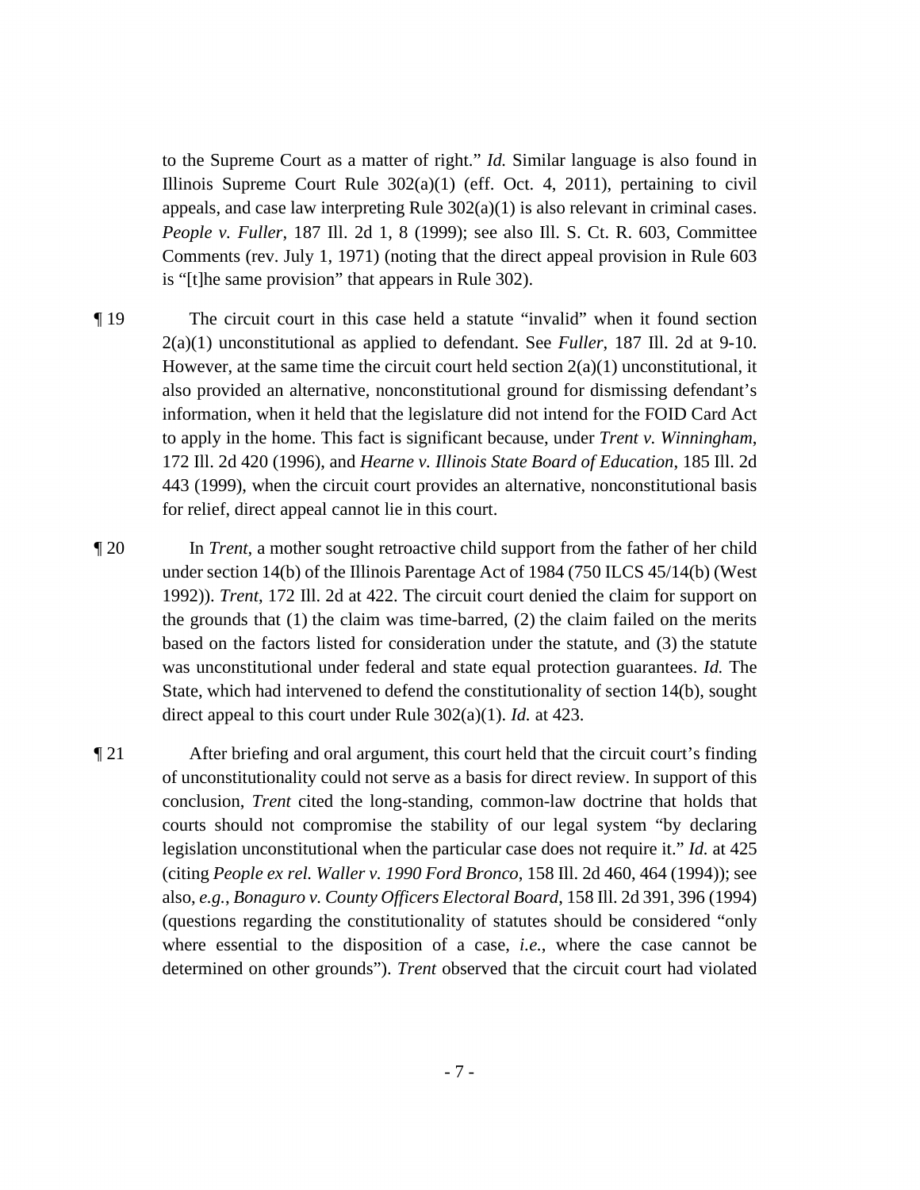to the Supreme Court as a matter of right." *Id.* Similar language is also found in Illinois Supreme Court Rule 302(a)(1) (eff. Oct. 4, 2011), pertaining to civil appeals, and case law interpreting Rule 302(a)(1) is also relevant in criminal cases. *People v. Fuller*, 187 Ill. 2d 1, 8 (1999); see also Ill. S. Ct. R. 603, Committee Comments (rev. July 1, 1971) (noting that the direct appeal provision in Rule 603 is "[t]he same provision" that appears in Rule 302).

¶ 19 The circuit court in this case held a statute "invalid" when it found section 2(a)(1) unconstitutional as applied to defendant. See *Fuller*, 187 Ill. 2d at 9-10. However, at the same time the circuit court held section 2(a)(1) unconstitutional, it also provided an alternative, nonconstitutional ground for dismissing defendant's information, when it held that the legislature did not intend for the FOID Card Act to apply in the home. This fact is significant because, under *Trent v. Winningham*, 172 Ill. 2d 420 (1996), and *Hearne v. Illinois State Board of Education*, 185 Ill. 2d 443 (1999), when the circuit court provides an alternative, nonconstitutional basis for relief, direct appeal cannot lie in this court.

¶ 20 In *Trent*, a mother sought retroactive child support from the father of her child under section 14(b) of the Illinois Parentage Act of 1984 (750 ILCS 45/14(b) (West 1992)). *Trent*, 172 Ill. 2d at 422. The circuit court denied the claim for support on the grounds that (1) the claim was time-barred, (2) the claim failed on the merits based on the factors listed for consideration under the statute, and (3) the statute was unconstitutional under federal and state equal protection guarantees. *Id.* The State, which had intervened to defend the constitutionality of section 14(b), sought direct appeal to this court under Rule 302(a)(1). *Id.* at 423.

¶ 21 After briefing and oral argument, this court held that the circuit court's finding of unconstitutionality could not serve as a basis for direct review. In support of this conclusion, *Trent* cited the long-standing, common-law doctrine that holds that courts should not compromise the stability of our legal system "by declaring legislation unconstitutional when the particular case does not require it." *Id.* at 425 (citing *People ex rel. Waller v. 1990 Ford Bronco*, 158 Ill. 2d 460, 464 (1994)); see also, *e.g.*, *Bonaguro v. County Officers Electoral Board*, 158 Ill. 2d 391, 396 (1994) (questions regarding the constitutionality of statutes should be considered "only where essential to the disposition of a case, *i.e.*, where the case cannot be determined on other grounds"). *Trent* observed that the circuit court had violated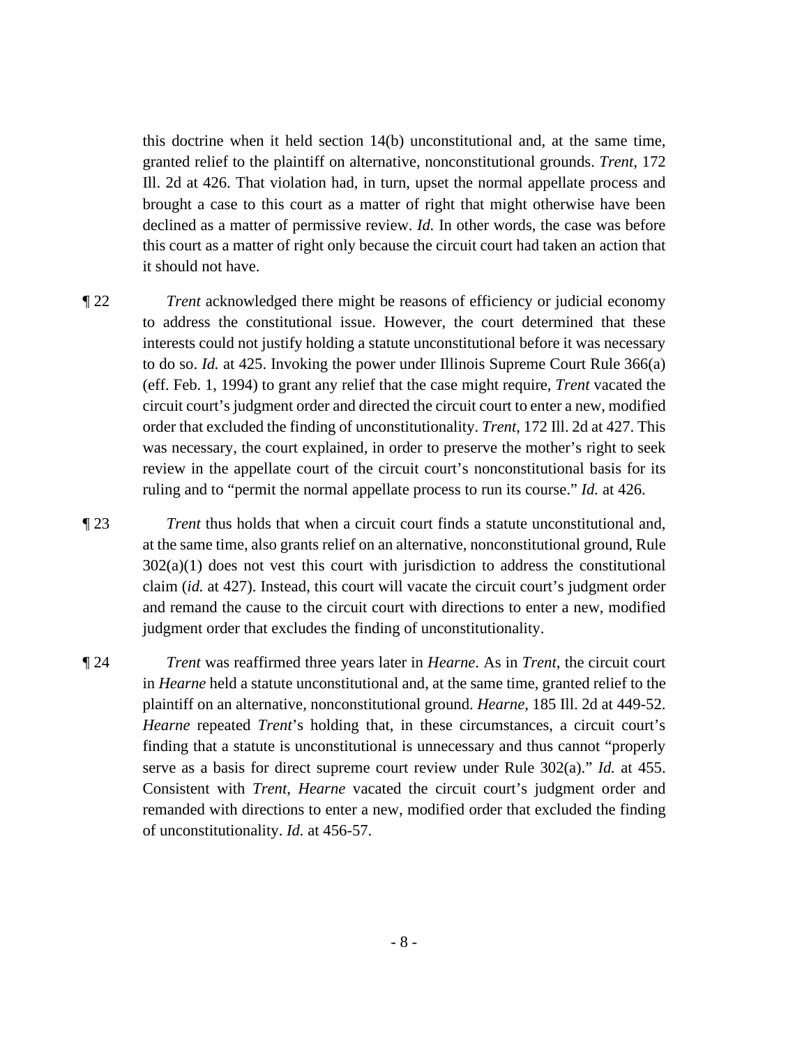this doctrine when it held section 14(b) unconstitutional and, at the same time, granted relief to the plaintiff on alternative, nonconstitutional grounds. *Trent*, 172 Ill. 2d at 426. That violation had, in turn, upset the normal appellate process and brought a case to this court as a matter of right that might otherwise have been declined as a matter of permissive review. *Id.* In other words, the case was before this court as a matter of right only because the circuit court had taken an action that it should not have.

¶ 22 *Trent* acknowledged there might be reasons of efficiency or judicial economy to address the constitutional issue. However, the court determined that these interests could not justify holding a statute unconstitutional before it was necessary to do so. *Id.* at 425. Invoking the power under Illinois Supreme Court Rule 366(a) (eff. Feb. 1, 1994) to grant any relief that the case might require, *Trent* vacated the circuit court's judgment order and directed the circuit court to enter a new, modified order that excluded the finding of unconstitutionality. *Trent*, 172 Ill. 2d at 427. This was necessary, the court explained, in order to preserve the mother's right to seek review in the appellate court of the circuit court's nonconstitutional basis for its ruling and to "permit the normal appellate process to run its course." *Id.* at 426.

¶ 23 *Trent* thus holds that when a circuit court finds a statute unconstitutional and, at the same time, also grants relief on an alternative, nonconstitutional ground, Rule 302(a)(1) does not vest this court with jurisdiction to address the constitutional claim (*id.* at 427). Instead, this court will vacate the circuit court's judgment order and remand the cause to the circuit court with directions to enter a new, modified judgment order that excludes the finding of unconstitutionality.

¶ 24 *Trent* was reaffirmed three years later in *Hearne*. As in *Trent*, the circuit court in *Hearne* held a statute unconstitutional and, at the same time, granted relief to the plaintiff on an alternative, nonconstitutional ground. *Hearne*, 185 Ill. 2d at 449-52. *Hearne* repeated *Trent*'s holding that, in these circumstances, a circuit court's finding that a statute is unconstitutional is unnecessary and thus cannot "properly serve as a basis for direct supreme court review under Rule 302(a)." *Id.* at 455. Consistent with *Trent*, *Hearne* vacated the circuit court's judgment order and remanded with directions to enter a new, modified order that excluded the finding of unconstitutionality. *Id.* at 456-57.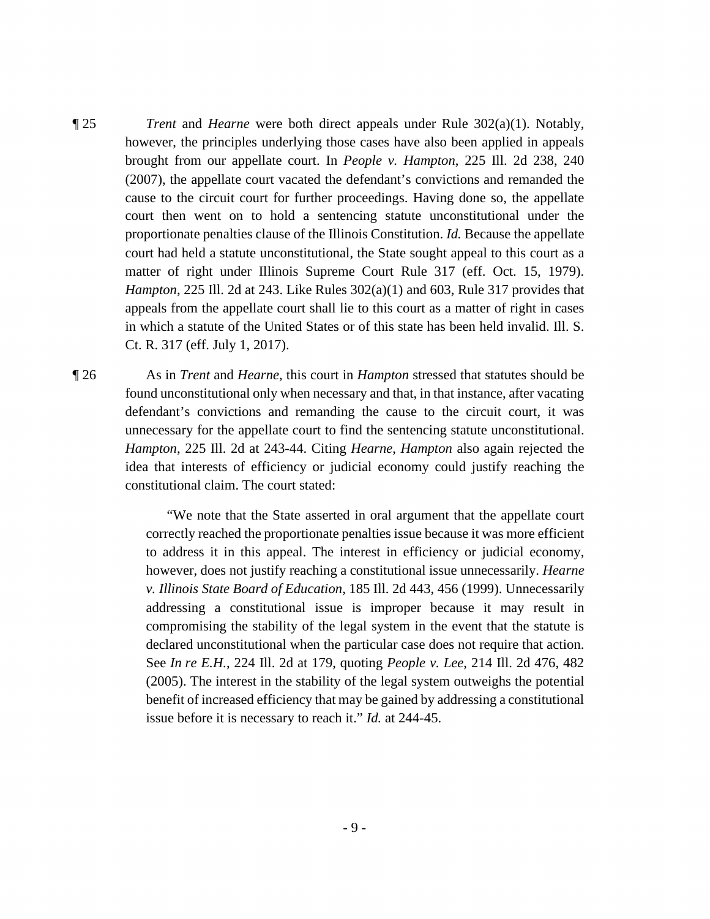¶ 25 *Trent* and *Hearne* were both direct appeals under Rule 302(a)(1). Notably, however, the principles underlying those cases have also been applied in appeals brought from our appellate court. In *People v. Hampton*, 225 Ill. 2d 238, 240 (2007), the appellate court vacated the defendant's convictions and remanded the cause to the circuit court for further proceedings. Having done so, the appellate court then went on to hold a sentencing statute unconstitutional under the proportionate penalties clause of the Illinois Constitution. *Id.* Because the appellate court had held a statute unconstitutional, the State sought appeal to this court as a matter of right under Illinois Supreme Court Rule 317 (eff. Oct. 15, 1979). *Hampton*, 225 Ill. 2d at 243. Like Rules 302(a)(1) and 603, Rule 317 provides that appeals from the appellate court shall lie to this court as a matter of right in cases in which a statute of the United States or of this state has been held invalid. Ill. S. Ct. R. 317 (eff. July 1, 2017).

¶ 26 As in *Trent* and *Hearne*, this court in *Hampton* stressed that statutes should be found unconstitutional only when necessary and that, in that instance, after vacating defendant's convictions and remanding the cause to the circuit court, it was unnecessary for the appellate court to find the sentencing statute unconstitutional. *Hampton*, 225 Ill. 2d at 243-44. Citing *Hearne*, *Hampton* also again rejected the idea that interests of efficiency or judicial economy could justify reaching the constitutional claim. The court stated:

> "We note that the State asserted in oral argument that the appellate court correctly reached the proportionate penalties issue because it was more efficient to address it in this appeal. The interest in efficiency or judicial economy, however, does not justify reaching a constitutional issue unnecessarily. *Hearne v. Illinois State Board of Education*, 185 Ill. 2d 443, 456 (1999). Unnecessarily addressing a constitutional issue is improper because it may result in compromising the stability of the legal system in the event that the statute is declared unconstitutional when the particular case does not require that action. See *In re E.H.*, 224 Ill. 2d at 179, quoting *People v. Lee*, 214 Ill. 2d 476, 482 (2005). The interest in the stability of the legal system outweighs the potential benefit of increased efficiency that may be gained by addressing a constitutional issue before it is necessary to reach it." *Id.* at 244-45.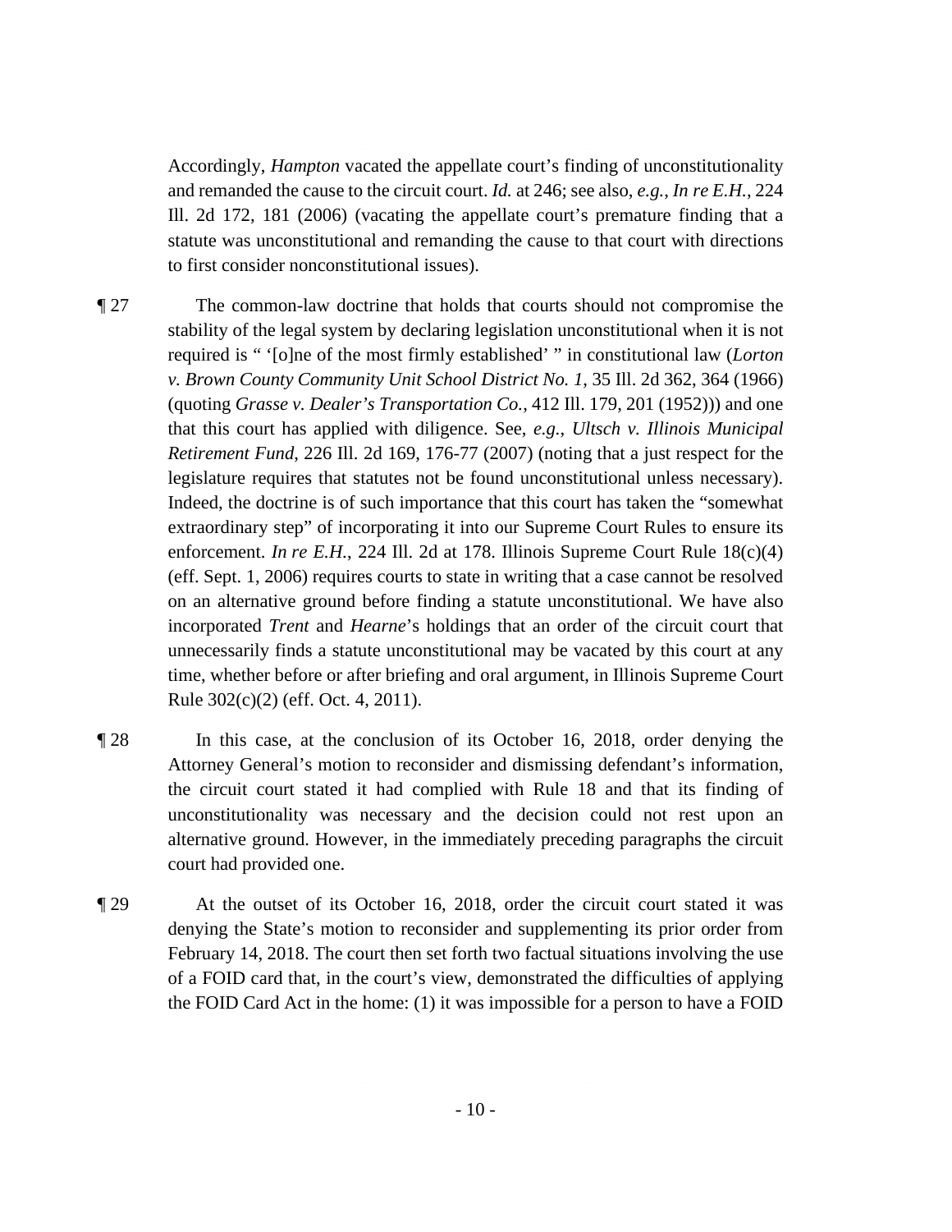Accordingly, *Hampton* vacated the appellate court's finding of unconstitutionality and remanded the cause to the circuit court. *Id.* at 246; see also, *e.g.*, *In re E.H.*, 224 Ill. 2d 172, 181 (2006) (vacating the appellate court's premature finding that a statute was unconstitutional and remanding the cause to that court with directions to first consider nonconstitutional issues).

¶ 27 The common-law doctrine that holds that courts should not compromise the stability of the legal system by declaring legislation unconstitutional when it is not required is " '[o]ne of the most firmly established' " in constitutional law (*Lorton v. Brown County Community Unit School District No. 1*, 35 Ill. 2d 362, 364 (1966) (quoting *Grasse v. Dealer's Transportation Co.*, 412 Ill. 179, 201 (1952))) and one that this court has applied with diligence. See, *e.g.*, *Ultsch v. Illinois Municipal Retirement Fund*, 226 Ill. 2d 169, 176-77 (2007) (noting that a just respect for the legislature requires that statutes not be found unconstitutional unless necessary). Indeed, the doctrine is of such importance that this court has taken the "somewhat extraordinary step" of incorporating it into our Supreme Court Rules to ensure its enforcement. *In re E.H.*, 224 Ill. 2d at 178. Illinois Supreme Court Rule 18(c)(4) (eff. Sept. 1, 2006) requires courts to state in writing that a case cannot be resolved on an alternative ground before finding a statute unconstitutional. We have also incorporated *Trent* and *Hearne*'s holdings that an order of the circuit court that unnecessarily finds a statute unconstitutional may be vacated by this court at any time, whether before or after briefing and oral argument, in Illinois Supreme Court Rule 302(c)(2) (eff. Oct. 4, 2011).

¶ 28 In this case, at the conclusion of its October 16, 2018, order denying the Attorney General's motion to reconsider and dismissing defendant's information, the circuit court stated it had complied with Rule 18 and that its finding of unconstitutionality was necessary and the decision could not rest upon an alternative ground. However, in the immediately preceding paragraphs the circuit court had provided one.

¶ 29 At the outset of its October 16, 2018, order the circuit court stated it was denying the State's motion to reconsider and supplementing its prior order from February 14, 2018. The court then set forth two factual situations involving the use of a FOID card that, in the court's view, demonstrated the difficulties of applying the FOID Card Act in the home: (1) it was impossible for a person to have a FOID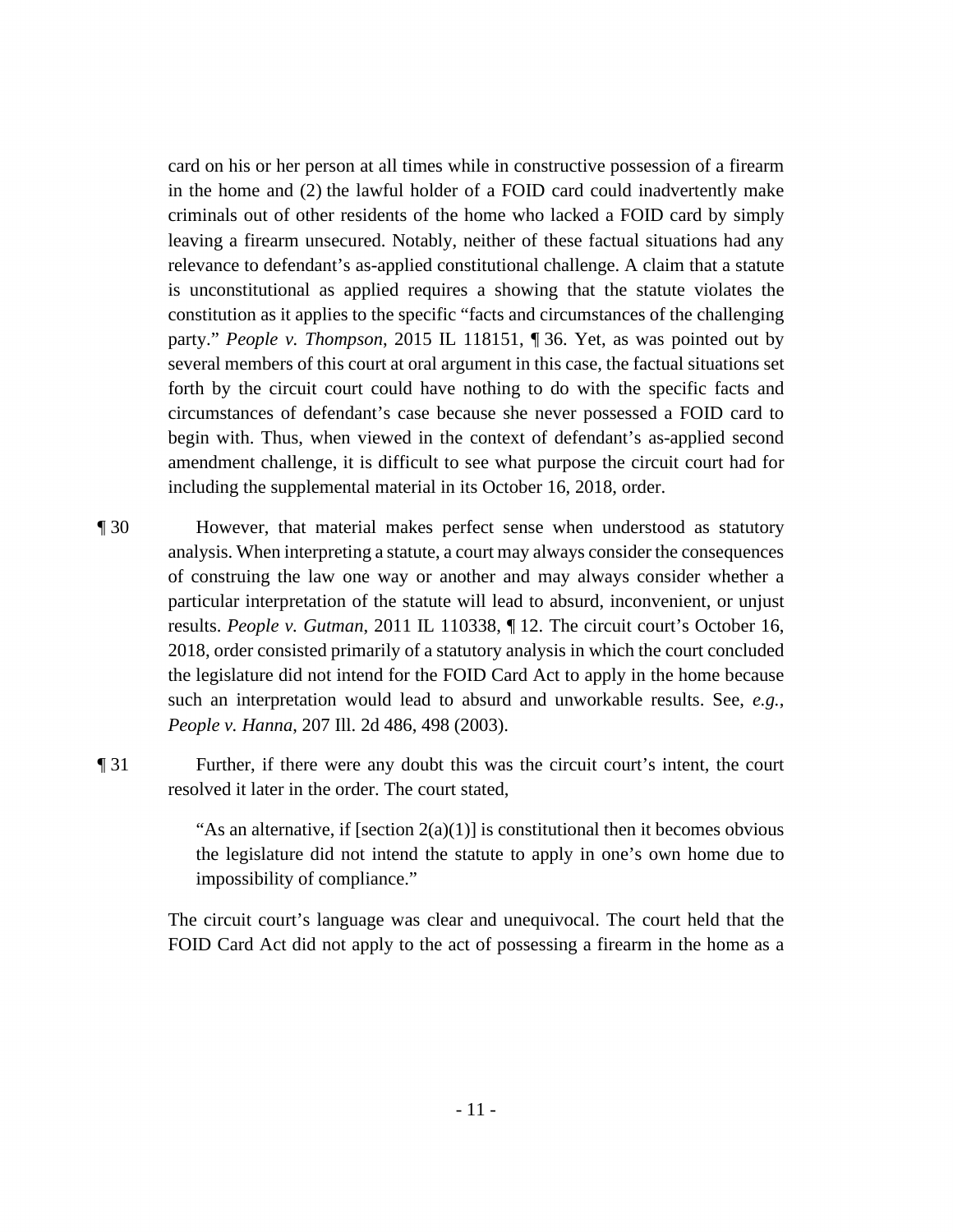card on his or her person at all times while in constructive possession of a firearm in the home and (2) the lawful holder of a FOID card could inadvertently make criminals out of other residents of the home who lacked a FOID card by simply leaving a firearm unsecured. Notably, neither of these factual situations had any relevance to defendant's as-applied constitutional challenge. A claim that a statute is unconstitutional as applied requires a showing that the statute violates the constitution as it applies to the specific "facts and circumstances of the challenging party." *People v. Thompson*, 2015 IL 118151, ¶ 36. Yet, as was pointed out by several members of this court at oral argument in this case, the factual situations set forth by the circuit court could have nothing to do with the specific facts and circumstances of defendant's case because she never possessed a FOID card to begin with. Thus, when viewed in the context of defendant's as-applied second amendment challenge, it is difficult to see what purpose the circuit court had for including the supplemental material in its October 16, 2018, order.

¶ 30 However, that material makes perfect sense when understood as statutory analysis. When interpreting a statute, a court may always consider the consequences of construing the law one way or another and may always consider whether a particular interpretation of the statute will lead to absurd, inconvenient, or unjust results. *People v. Gutman*, 2011 IL 110338, ¶ 12. The circuit court's October 16, 2018, order consisted primarily of a statutory analysis in which the court concluded the legislature did not intend for the FOID Card Act to apply in the home because such an interpretation would lead to absurd and unworkable results. See, *e.g.*, *People v. Hanna*, 207 Ill. 2d 486, 498 (2003).

¶ 31 Further, if there were any doubt this was the circuit court's intent, the court resolved it later in the order. The court stated,

> "As an alternative, if [section 2(a)(1)] is constitutional then it becomes obvious the legislature did not intend the statute to apply in one's own home due to impossibility of compliance."

The circuit court's language was clear and unequivocal. The court held that the FOID Card Act did not apply to the act of possessing a firearm in the home as a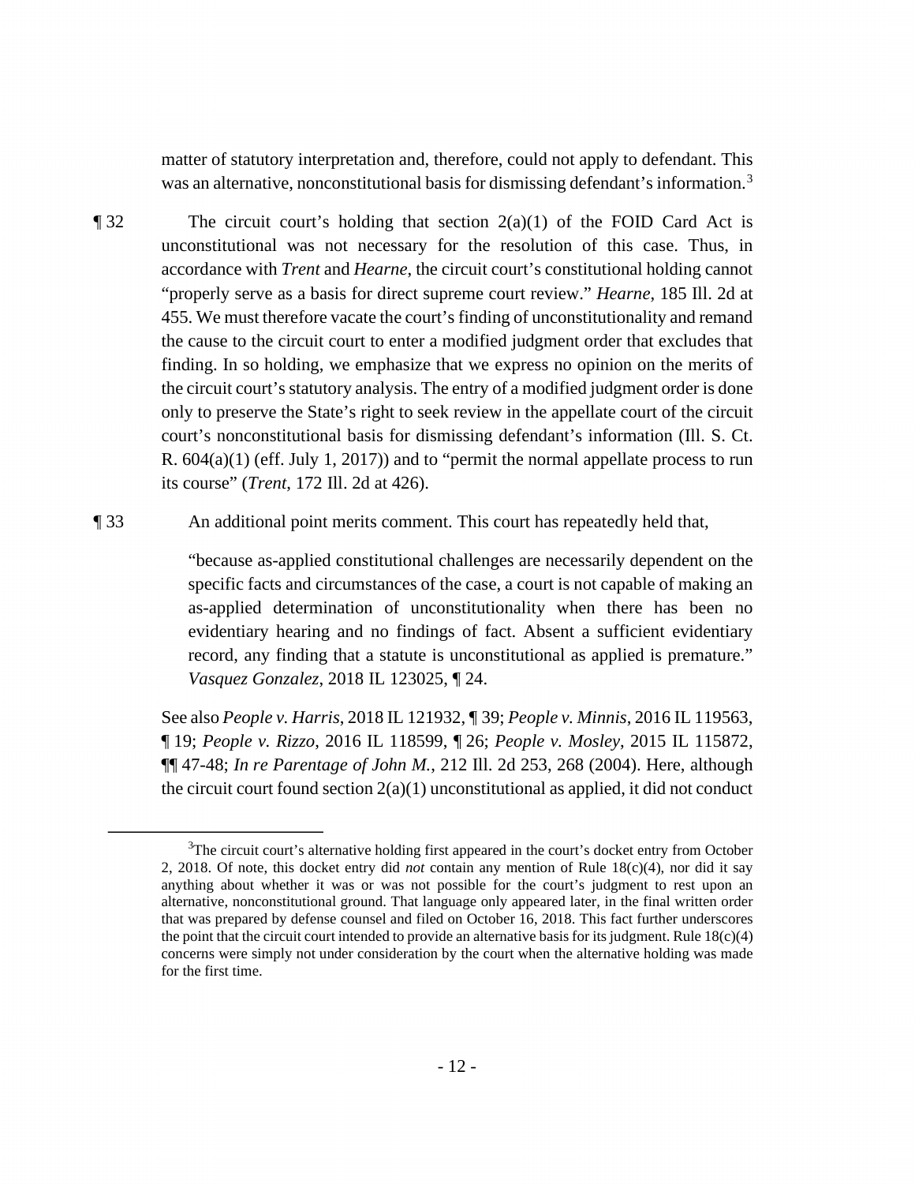matter of statutory interpretation and, therefore, could not apply to defendant. This was an alternative, nonconstitutional basis for dismissing defendant's information.[3]

¶ 32 The circuit court's holding that section 2(a)(1) of the FOID Card Act is unconstitutional was not necessary for the resolution of this case. Thus, in accordance with *Trent* and *Hearne*, the circuit court's constitutional holding cannot "properly serve as a basis for direct supreme court review." *Hearne*, 185 Ill. 2d at 455. We must therefore vacate the court's finding of unconstitutionality and remand the cause to the circuit court to enter a modified judgment order that excludes that finding. In so holding, we emphasize that we express no opinion on the merits of the circuit court's statutory analysis. The entry of a modified judgment order is done only to preserve the State's right to seek review in the appellate court of the circuit court's nonconstitutional basis for dismissing defendant's information (Ill. S. Ct. R. 604(a)(1) (eff. July 1, 2017)) and to "permit the normal appellate process to run its course" (*Trent*, 172 Ill. 2d at 426).

¶ 33 An additional point merits comment. This court has repeatedly held that,

> "because as-applied constitutional challenges are necessarily dependent on the specific facts and circumstances of the case, a court is not capable of making an as-applied determination of unconstitutionality when there has been no evidentiary hearing and no findings of fact. Absent a sufficient evidentiary record, any finding that a statute is unconstitutional as applied is premature." *Vasquez Gonzalez*, 2018 IL 123025, ¶ 24.

See also *People v. Harris*, 2018 IL 121932, ¶ 39; *People v. Minnis*, 2016 IL 119563, ¶ 19; *People v. Rizzo*, 2016 IL 118599, ¶ 26; *People v. Mosley*, 2015 IL 115872, ¶¶ 47-48; *In re Parentage of John M.*, 212 Ill. 2d 253, 268 (2004). Here, although the circuit court found section 2(a)(1) unconstitutional as applied, it did not conduct

---

[3]The circuit court's alternative holding first appeared in the court's docket entry from October 2, 2018. Of note, this docket entry did *not* contain any mention of Rule 18(c)(4), nor did it say anything about whether it was or was not possible for the court's judgment to rest upon an alternative, nonconstitutional ground. That language only appeared later, in the final written order that was prepared by defense counsel and filed on October 16, 2018. This fact further underscores the point that the circuit court intended to provide an alternative basis for its judgment. Rule 18(c)(4) concerns were simply not under consideration by the court when the alternative holding was made for the first time.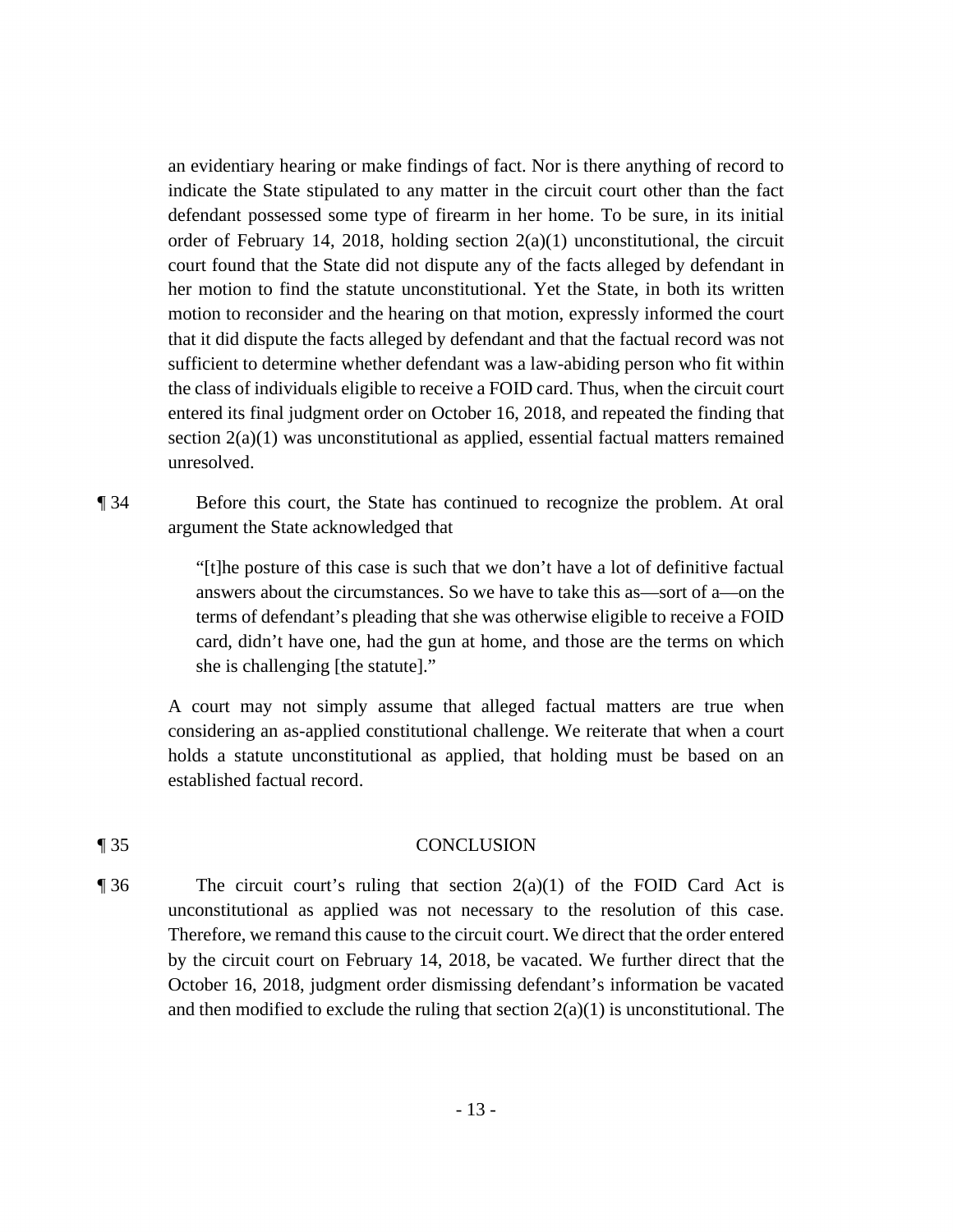an evidentiary hearing or make findings of fact. Nor is there anything of record to indicate the State stipulated to any matter in the circuit court other than the fact defendant possessed some type of firearm in her home. To be sure, in its initial order of February 14, 2018, holding section 2(a)(1) unconstitutional, the circuit court found that the State did not dispute any of the facts alleged by defendant in her motion to find the statute unconstitutional. Yet the State, in both its written motion to reconsider and the hearing on that motion, expressly informed the court that it did dispute the facts alleged by defendant and that the factual record was not sufficient to determine whether defendant was a law-abiding person who fit within the class of individuals eligible to receive a FOID card. Thus, when the circuit court entered its final judgment order on October 16, 2018, and repeated the finding that section 2(a)(1) was unconstitutional as applied, essential factual matters remained unresolved.

¶ 34 Before this court, the State has continued to recognize the problem. At oral argument the State acknowledged that

> "[t]he posture of this case is such that we don't have a lot of definitive factual answers about the circumstances. So we have to take this as—sort of a—on the terms of defendant's pleading that she was otherwise eligible to receive a FOID card, didn't have one, had the gun at home, and those are the terms on which she is challenging [the statute]."

A court may not simply assume that alleged factual matters are true when considering an as-applied constitutional challenge. We reiterate that when a court holds a statute unconstitutional as applied, that holding must be based on an established factual record.

## ¶ 35 CONCLUSION

¶ 36 The circuit court's ruling that section 2(a)(1) of the FOID Card Act is unconstitutional as applied was not necessary to the resolution of this case. Therefore, we remand this cause to the circuit court. We direct that the order entered by the circuit court on February 14, 2018, be vacated. We further direct that the October 16, 2018, judgment order dismissing defendant's information be vacated and then modified to exclude the ruling that section 2(a)(1) is unconstitutional. The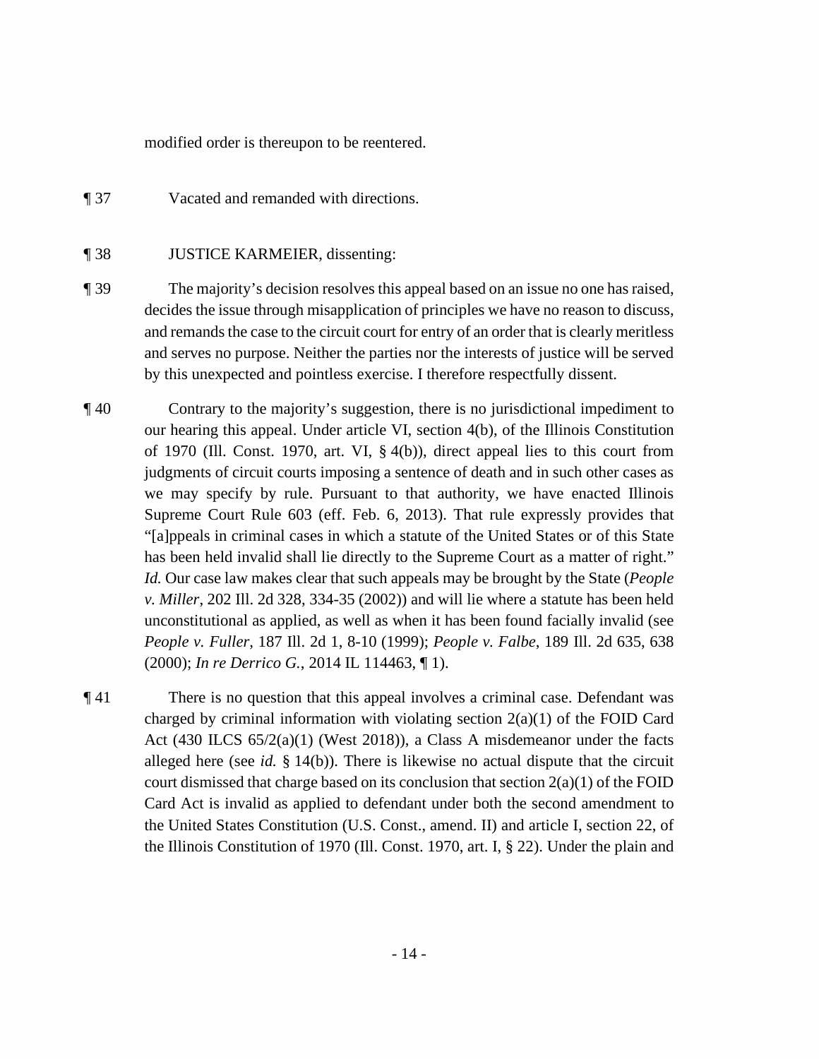modified order is thereupon to be reentered.

¶ 37 Vacated and remanded with directions.

¶ 38 JUSTICE KARMEIER, dissenting:

¶ 39 The majority's decision resolves this appeal based on an issue no one has raised, decides the issue through misapplication of principles we have no reason to discuss, and remands the case to the circuit court for entry of an order that is clearly meritless and serves no purpose. Neither the parties nor the interests of justice will be served by this unexpected and pointless exercise. I therefore respectfully dissent.

¶ 40 Contrary to the majority's suggestion, there is no jurisdictional impediment to our hearing this appeal. Under article VI, section 4(b), of the Illinois Constitution of 1970 (Ill. Const. 1970, art. VI, § 4(b)), direct appeal lies to this court from judgments of circuit courts imposing a sentence of death and in such other cases as we may specify by rule. Pursuant to that authority, we have enacted Illinois Supreme Court Rule 603 (eff. Feb. 6, 2013). That rule expressly provides that "[a]ppeals in criminal cases in which a statute of the United States or of this State has been held invalid shall lie directly to the Supreme Court as a matter of right." *Id.* Our case law makes clear that such appeals may be brought by the State (*People v. Miller*, 202 Ill. 2d 328, 334-35 (2002)) and will lie where a statute has been held unconstitutional as applied, as well as when it has been found facially invalid (see *People v. Fuller*, 187 Ill. 2d 1, 8-10 (1999); *People v. Falbe*, 189 Ill. 2d 635, 638 (2000); *In re Derrico G.*, 2014 IL 114463, ¶ 1).

¶ 41 There is no question that this appeal involves a criminal case. Defendant was charged by criminal information with violating section 2(a)(1) of the FOID Card Act (430 ILCS 65/2(a)(1) (West 2018)), a Class A misdemeanor under the facts alleged here (see *id.* § 14(b)). There is likewise no actual dispute that the circuit court dismissed that charge based on its conclusion that section 2(a)(1) of the FOID Card Act is invalid as applied to defendant under both the second amendment to the United States Constitution (U.S. Const., amend. II) and article I, section 22, of the Illinois Constitution of 1970 (Ill. Const. 1970, art. I, § 22). Under the plain and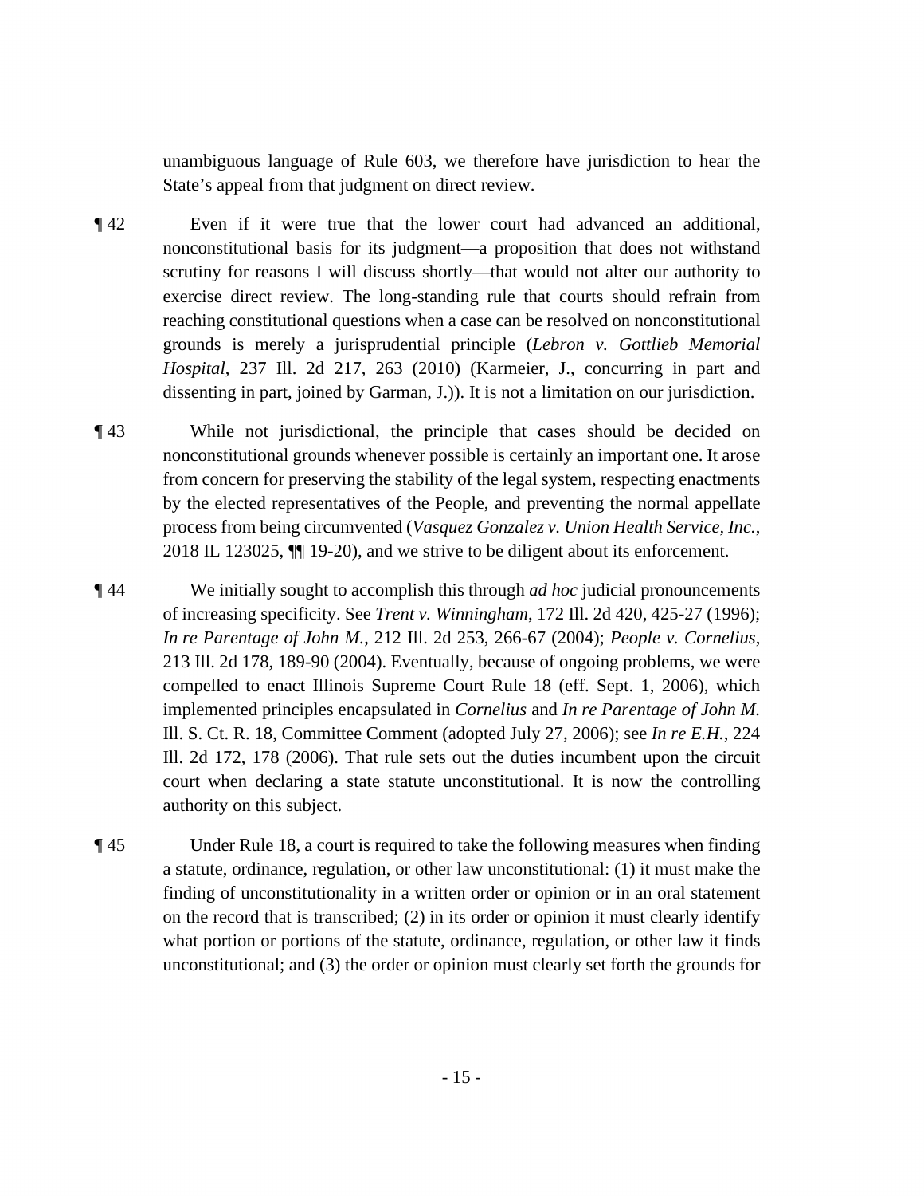unambiguous language of Rule 603, we therefore have jurisdiction to hear the State's appeal from that judgment on direct review.

¶ 42 Even if it were true that the lower court had advanced an additional, nonconstitutional basis for its judgment—a proposition that does not withstand scrutiny for reasons I will discuss shortly—that would not alter our authority to exercise direct review. The long-standing rule that courts should refrain from reaching constitutional questions when a case can be resolved on nonconstitutional grounds is merely a jurisprudential principle (*Lebron v. Gottlieb Memorial Hospital*, 237 Ill. 2d 217, 263 (2010) (Karmeier, J., concurring in part and dissenting in part, joined by Garman, J.)). It is not a limitation on our jurisdiction.

¶ 43 While not jurisdictional, the principle that cases should be decided on nonconstitutional grounds whenever possible is certainly an important one. It arose from concern for preserving the stability of the legal system, respecting enactments by the elected representatives of the People, and preventing the normal appellate process from being circumvented (*Vasquez Gonzalez v. Union Health Service, Inc.*, 2018 IL 123025, ¶¶ 19-20), and we strive to be diligent about its enforcement.

¶ 44 We initially sought to accomplish this through *ad hoc* judicial pronouncements of increasing specificity. See *Trent v. Winningham*, 172 Ill. 2d 420, 425-27 (1996); *In re Parentage of John M.*, 212 Ill. 2d 253, 266-67 (2004); *People v. Cornelius*, 213 Ill. 2d 178, 189-90 (2004). Eventually, because of ongoing problems, we were compelled to enact Illinois Supreme Court Rule 18 (eff. Sept. 1, 2006), which implemented principles encapsulated in *Cornelius* and *In re Parentage of John M.* Ill. S. Ct. R. 18, Committee Comment (adopted July 27, 2006); see *In re E.H.*, 224 Ill. 2d 172, 178 (2006). That rule sets out the duties incumbent upon the circuit court when declaring a state statute unconstitutional. It is now the controlling authority on this subject.

¶ 45 Under Rule 18, a court is required to take the following measures when finding a statute, ordinance, regulation, or other law unconstitutional: (1) it must make the finding of unconstitutionality in a written order or opinion or in an oral statement on the record that is transcribed; (2) in its order or opinion it must clearly identify what portion or portions of the statute, ordinance, regulation, or other law it finds unconstitutional; and (3) the order or opinion must clearly set forth the grounds for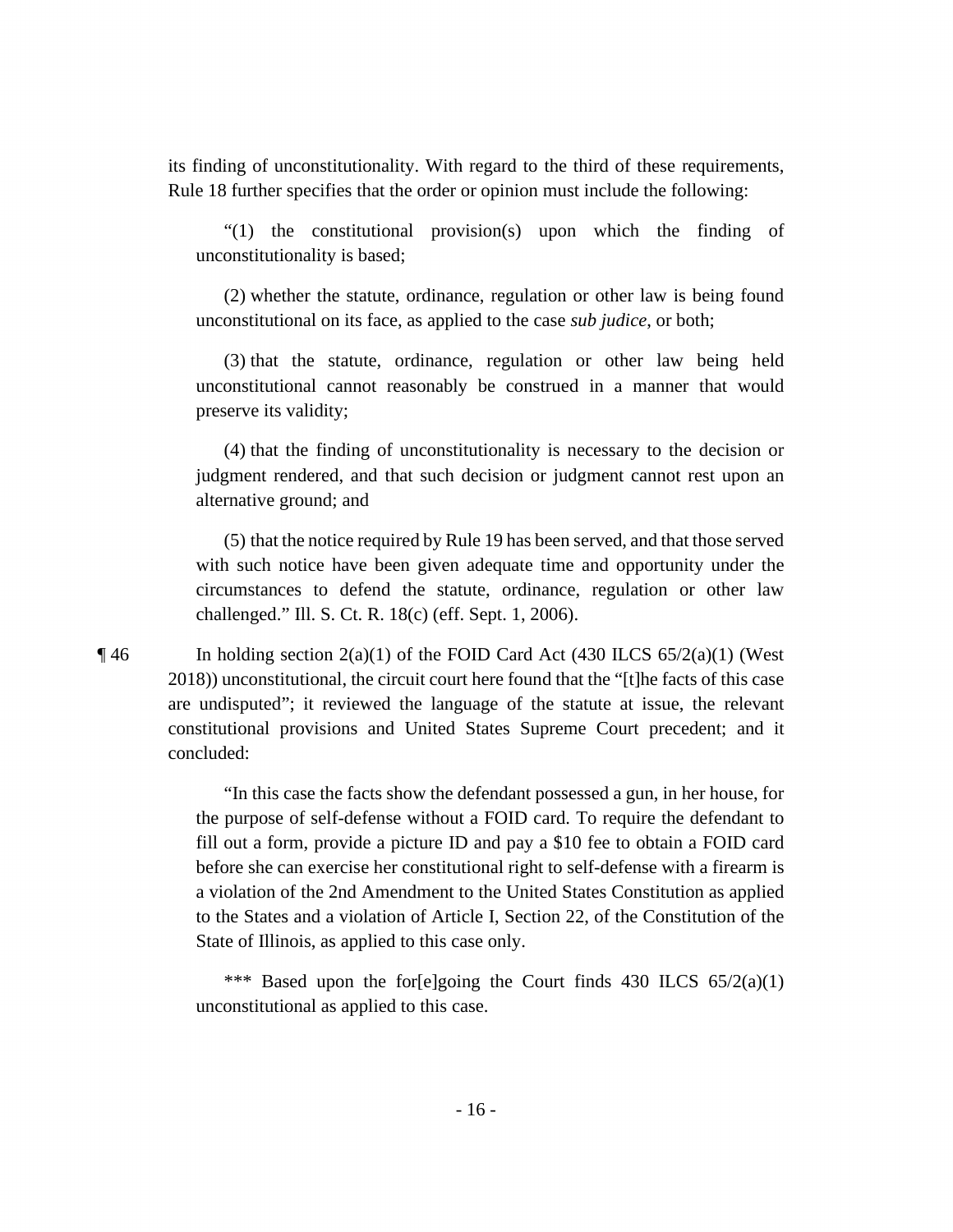its finding of unconstitutionality. With regard to the third of these requirements, Rule 18 further specifies that the order or opinion must include the following:

> "(1) the constitutional provision(s) upon which the finding of unconstitutionality is based;
>
> (2) whether the statute, ordinance, regulation or other law is being found unconstitutional on its face, as applied to the case *sub judice*, or both;
>
> (3) that the statute, ordinance, regulation or other law being held unconstitutional cannot reasonably be construed in a manner that would preserve its validity;
>
> (4) that the finding of unconstitutionality is necessary to the decision or judgment rendered, and that such decision or judgment cannot rest upon an alternative ground; and
>
> (5) that the notice required by Rule 19 has been served, and that those served with such notice have been given adequate time and opportunity under the circumstances to defend the statute, ordinance, regulation or other law challenged." Ill. S. Ct. R. 18(c) (eff. Sept. 1, 2006).

¶ 46 In holding section 2(a)(1) of the FOID Card Act (430 ILCS 65/2(a)(1) (West 2018)) unconstitutional, the circuit court here found that the "[t]he facts of this case are undisputed"; it reviewed the language of the statute at issue, the relevant constitutional provisions and United States Supreme Court precedent; and it concluded:

> "In this case the facts show the defendant possessed a gun, in her house, for the purpose of self-defense without a FOID card. To require the defendant to fill out a form, provide a picture ID and pay a $10 fee to obtain a FOID card before she can exercise her constitutional right to self-defense with a firearm is a violation of the 2nd Amendment to the United States Constitution as applied to the States and a violation of Article I, Section 22, of the Constitution of the State of Illinois, as applied to this case only.
>
> *** Based upon the for[e]going the Court finds 430 ILCS 65/2(a)(1) unconstitutional as applied to this case.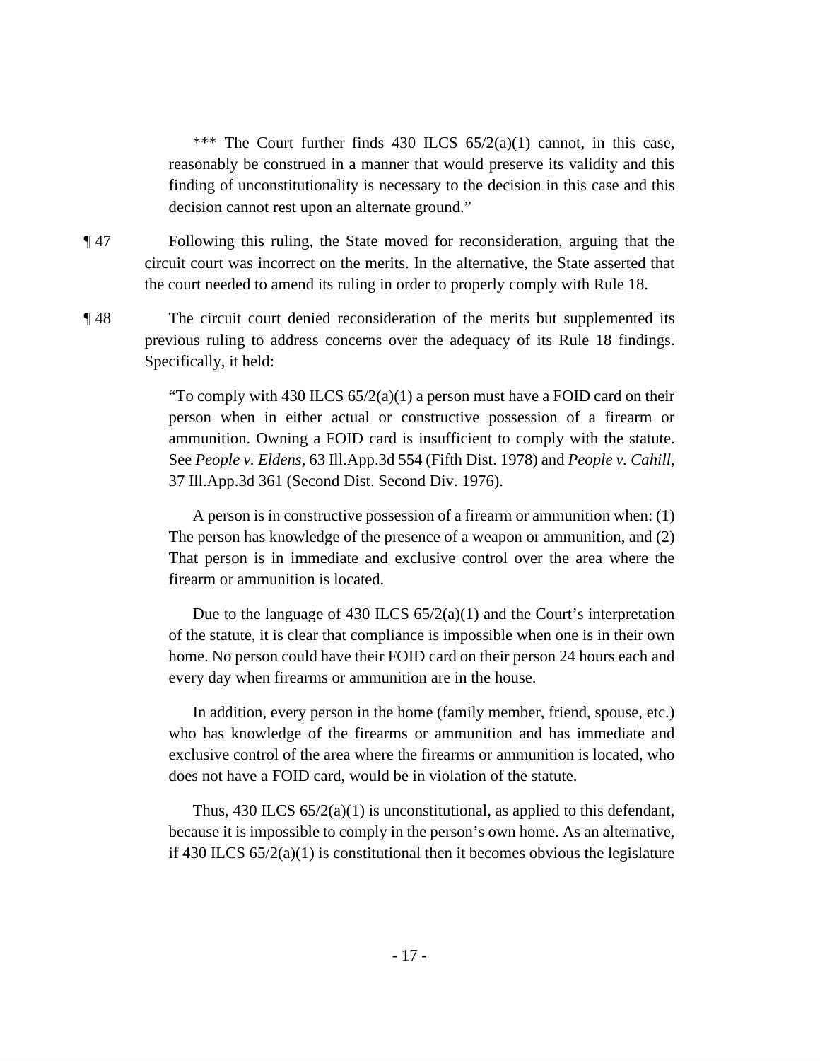> \*\*\* The Court further finds 430 ILCS 65/2(a)(1) cannot, in this case, reasonably be construed in a manner that would preserve its validity and this finding of unconstitutionality is necessary to the decision in this case and this decision cannot rest upon an alternate ground."

¶ 47 Following this ruling, the State moved for reconsideration, arguing that the circuit court was incorrect on the merits. In the alternative, the State asserted that the court needed to amend its ruling in order to properly comply with Rule 18.

¶ 48 The circuit court denied reconsideration of the merits but supplemented its previous ruling to address concerns over the adequacy of its Rule 18 findings. Specifically, it held:

> "To comply with 430 ILCS 65/2(a)(1) a person must have a FOID card on their person when in either actual or constructive possession of a firearm or ammunition. Owning a FOID card is insufficient to comply with the statute. See *People v. Eldens*, 63 Ill.App.3d 554 (Fifth Dist. 1978) and *People v. Cahill*, 37 Ill.App.3d 361 (Second Dist. Second Div. 1976).
>
> A person is in constructive possession of a firearm or ammunition when: (1) The person has knowledge of the presence of a weapon or ammunition, and (2) That person is in immediate and exclusive control over the area where the firearm or ammunition is located.
>
> Due to the language of 430 ILCS 65/2(a)(1) and the Court's interpretation of the statute, it is clear that compliance is impossible when one is in their own home. No person could have their FOID card on their person 24 hours each and every day when firearms or ammunition are in the house.
>
> In addition, every person in the home (family member, friend, spouse, etc.) who has knowledge of the firearms or ammunition and has immediate and exclusive control of the area where the firearms or ammunition is located, who does not have a FOID card, would be in violation of the statute.
>
> Thus, 430 ILCS 65/2(a)(1) is unconstitutional, as applied to this defendant, because it is impossible to comply in the person's own home. As an alternative, if 430 ILCS 65/2(a)(1) is constitutional then it becomes obvious the legislature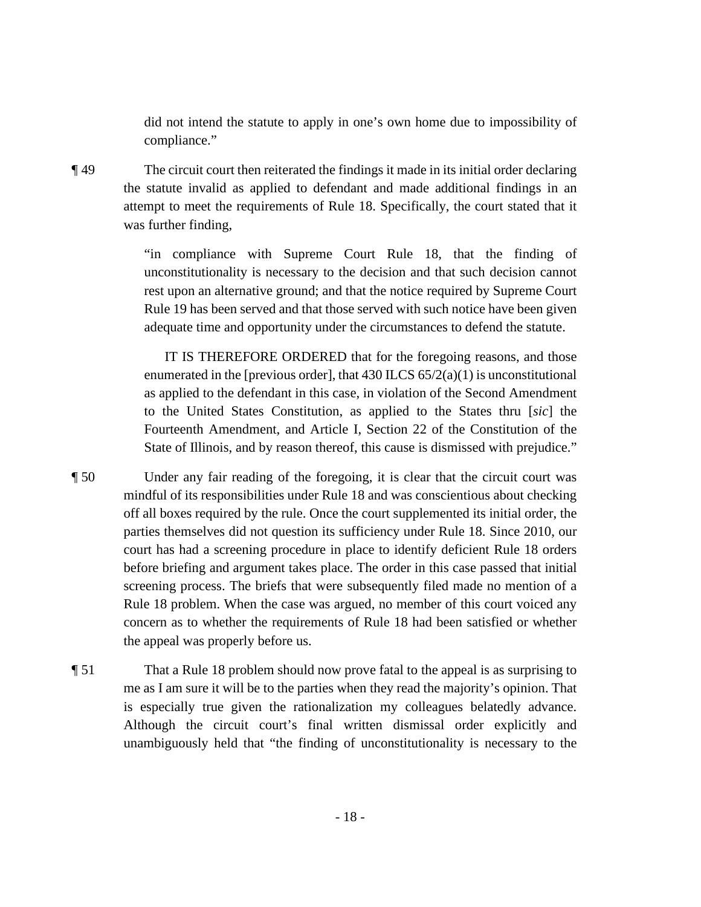did not intend the statute to apply in one's own home due to impossibility of compliance."

¶ 49 The circuit court then reiterated the findings it made in its initial order declaring the statute invalid as applied to defendant and made additional findings in an attempt to meet the requirements of Rule 18. Specifically, the court stated that it was further finding,

> "in compliance with Supreme Court Rule 18, that the finding of unconstitutionality is necessary to the decision and that such decision cannot rest upon an alternative ground; and that the notice required by Supreme Court Rule 19 has been served and that those served with such notice have been given adequate time and opportunity under the circumstances to defend the statute.
>
> IT IS THEREFORE ORDERED that for the foregoing reasons, and those enumerated in the [previous order], that 430 ILCS 65/2(a)(1) is unconstitutional as applied to the defendant in this case, in violation of the Second Amendment to the United States Constitution, as applied to the States thru [*sic*] the Fourteenth Amendment, and Article I, Section 22 of the Constitution of the State of Illinois, and by reason thereof, this cause is dismissed with prejudice."

¶ 50 Under any fair reading of the foregoing, it is clear that the circuit court was mindful of its responsibilities under Rule 18 and was conscientious about checking off all boxes required by the rule. Once the court supplemented its initial order, the parties themselves did not question its sufficiency under Rule 18. Since 2010, our court has had a screening procedure in place to identify deficient Rule 18 orders before briefing and argument takes place. The order in this case passed that initial screening process. The briefs that were subsequently filed made no mention of a Rule 18 problem. When the case was argued, no member of this court voiced any concern as to whether the requirements of Rule 18 had been satisfied or whether the appeal was properly before us.

¶ 51 That a Rule 18 problem should now prove fatal to the appeal is as surprising to me as I am sure it will be to the parties when they read the majority's opinion. That is especially true given the rationalization my colleagues belatedly advance. Although the circuit court's final written dismissal order explicitly and unambiguously held that "the finding of unconstitutionality is necessary to the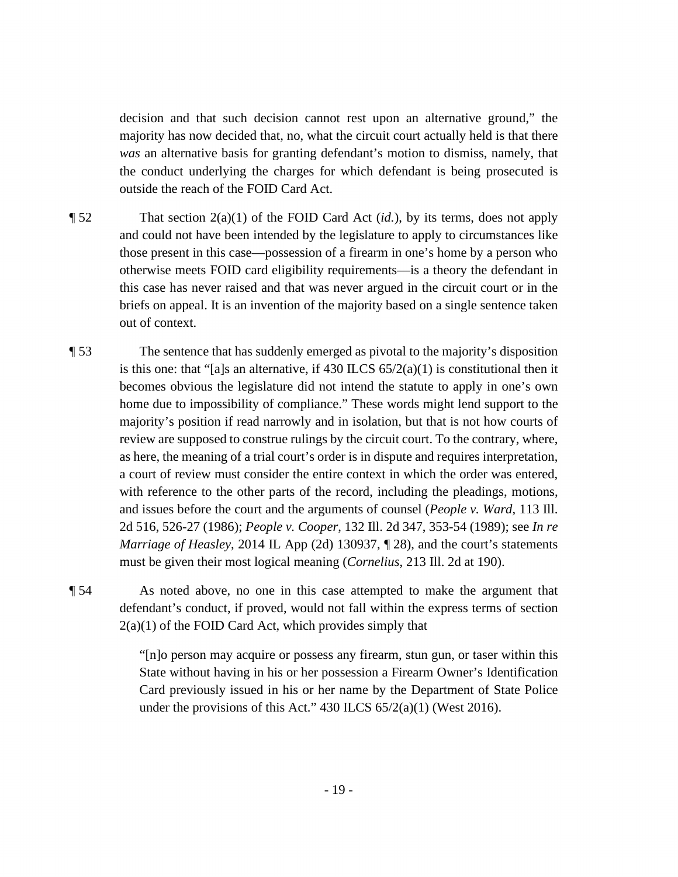decision and that such decision cannot rest upon an alternative ground," the majority has now decided that, no, what the circuit court actually held is that there *was* an alternative basis for granting defendant's motion to dismiss, namely, that the conduct underlying the charges for which defendant is being prosecuted is outside the reach of the FOID Card Act.

¶ 52 That section 2(a)(1) of the FOID Card Act (*id.*), by its terms, does not apply and could not have been intended by the legislature to apply to circumstances like those present in this case—possession of a firearm in one's home by a person who otherwise meets FOID card eligibility requirements—is a theory the defendant in this case has never raised and that was never argued in the circuit court or in the briefs on appeal. It is an invention of the majority based on a single sentence taken out of context.

¶ 53 The sentence that has suddenly emerged as pivotal to the majority's disposition is this one: that "[a]s an alternative, if 430 ILCS 65/2(a)(1) is constitutional then it becomes obvious the legislature did not intend the statute to apply in one's own home due to impossibility of compliance." These words might lend support to the majority's position if read narrowly and in isolation, but that is not how courts of review are supposed to construe rulings by the circuit court. To the contrary, where, as here, the meaning of a trial court's order is in dispute and requires interpretation, a court of review must consider the entire context in which the order was entered, with reference to the other parts of the record, including the pleadings, motions, and issues before the court and the arguments of counsel (*People v. Ward*, 113 Ill. 2d 516, 526-27 (1986); *People v. Cooper*, 132 Ill. 2d 347, 353-54 (1989); see *In re Marriage of Heasley*, 2014 IL App (2d) 130937, ¶ 28), and the court's statements must be given their most logical meaning (*Cornelius*, 213 Ill. 2d at 190).

¶ 54 As noted above, no one in this case attempted to make the argument that defendant's conduct, if proved, would not fall within the express terms of section 2(a)(1) of the FOID Card Act, which provides simply that

> "[n]o person may acquire or possess any firearm, stun gun, or taser within this State without having in his or her possession a Firearm Owner's Identification Card previously issued in his or her name by the Department of State Police under the provisions of this Act." 430 ILCS 65/2(a)(1) (West 2016).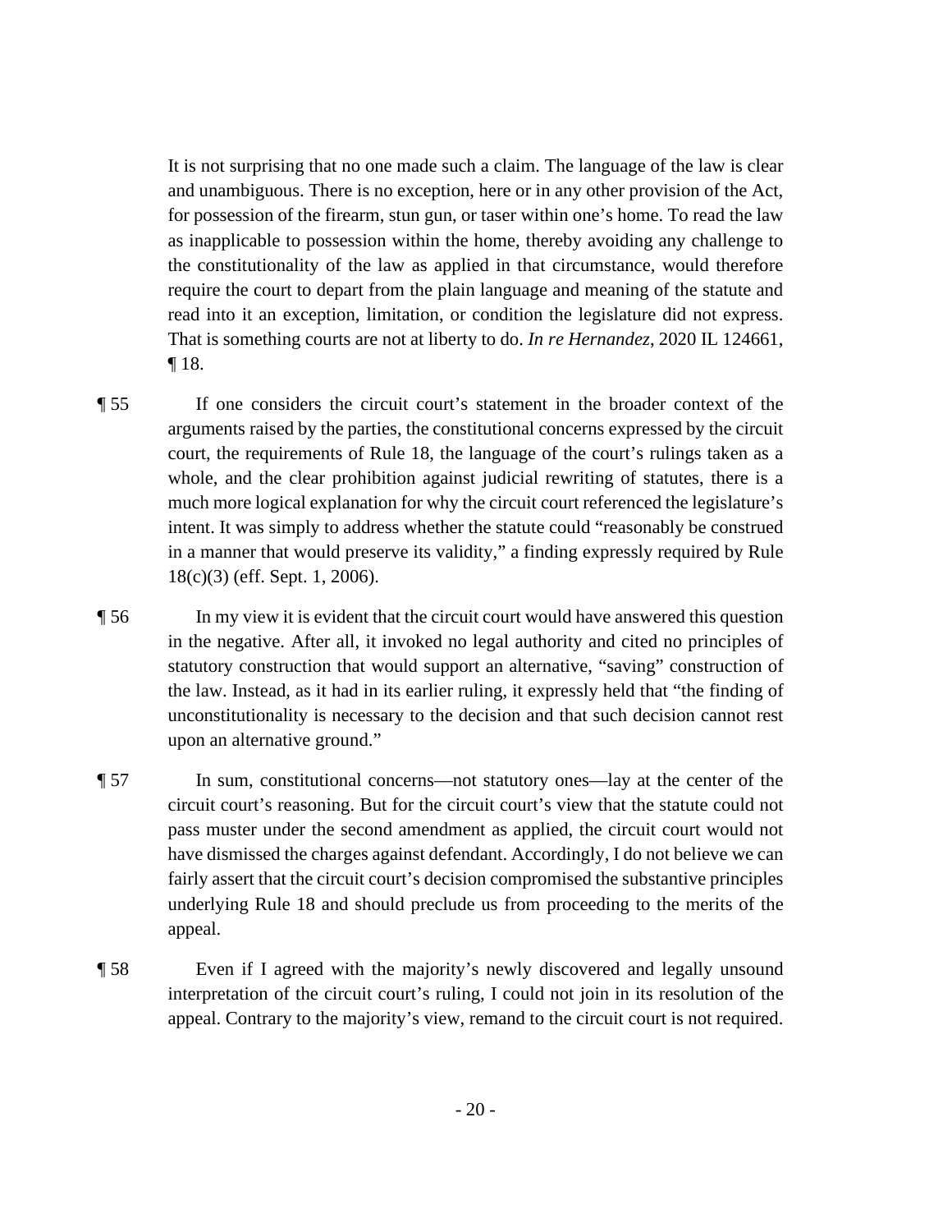It is not surprising that no one made such a claim. The language of the law is clear and unambiguous. There is no exception, here or in any other provision of the Act, for possession of the firearm, stun gun, or taser within one's home. To read the law as inapplicable to possession within the home, thereby avoiding any challenge to the constitutionality of the law as applied in that circumstance, would therefore require the court to depart from the plain language and meaning of the statute and read into it an exception, limitation, or condition the legislature did not express. That is something courts are not at liberty to do. *In re Hernandez*, 2020 IL 124661, ¶ 18.

¶ 55 If one considers the circuit court's statement in the broader context of the arguments raised by the parties, the constitutional concerns expressed by the circuit court, the requirements of Rule 18, the language of the court's rulings taken as a whole, and the clear prohibition against judicial rewriting of statutes, there is a much more logical explanation for why the circuit court referenced the legislature's intent. It was simply to address whether the statute could "reasonably be construed in a manner that would preserve its validity," a finding expressly required by Rule 18(c)(3) (eff. Sept. 1, 2006).

¶ 56 In my view it is evident that the circuit court would have answered this question in the negative. After all, it invoked no legal authority and cited no principles of statutory construction that would support an alternative, "saving" construction of the law. Instead, as it had in its earlier ruling, it expressly held that "the finding of unconstitutionality is necessary to the decision and that such decision cannot rest upon an alternative ground."

¶ 57 In sum, constitutional concerns—not statutory ones—lay at the center of the circuit court's reasoning. But for the circuit court's view that the statute could not pass muster under the second amendment as applied, the circuit court would not have dismissed the charges against defendant. Accordingly, I do not believe we can fairly assert that the circuit court's decision compromised the substantive principles underlying Rule 18 and should preclude us from proceeding to the merits of the appeal.

¶ 58 Even if I agreed with the majority's newly discovered and legally unsound interpretation of the circuit court's ruling, I could not join in its resolution of the appeal. Contrary to the majority's view, remand to the circuit court is not required.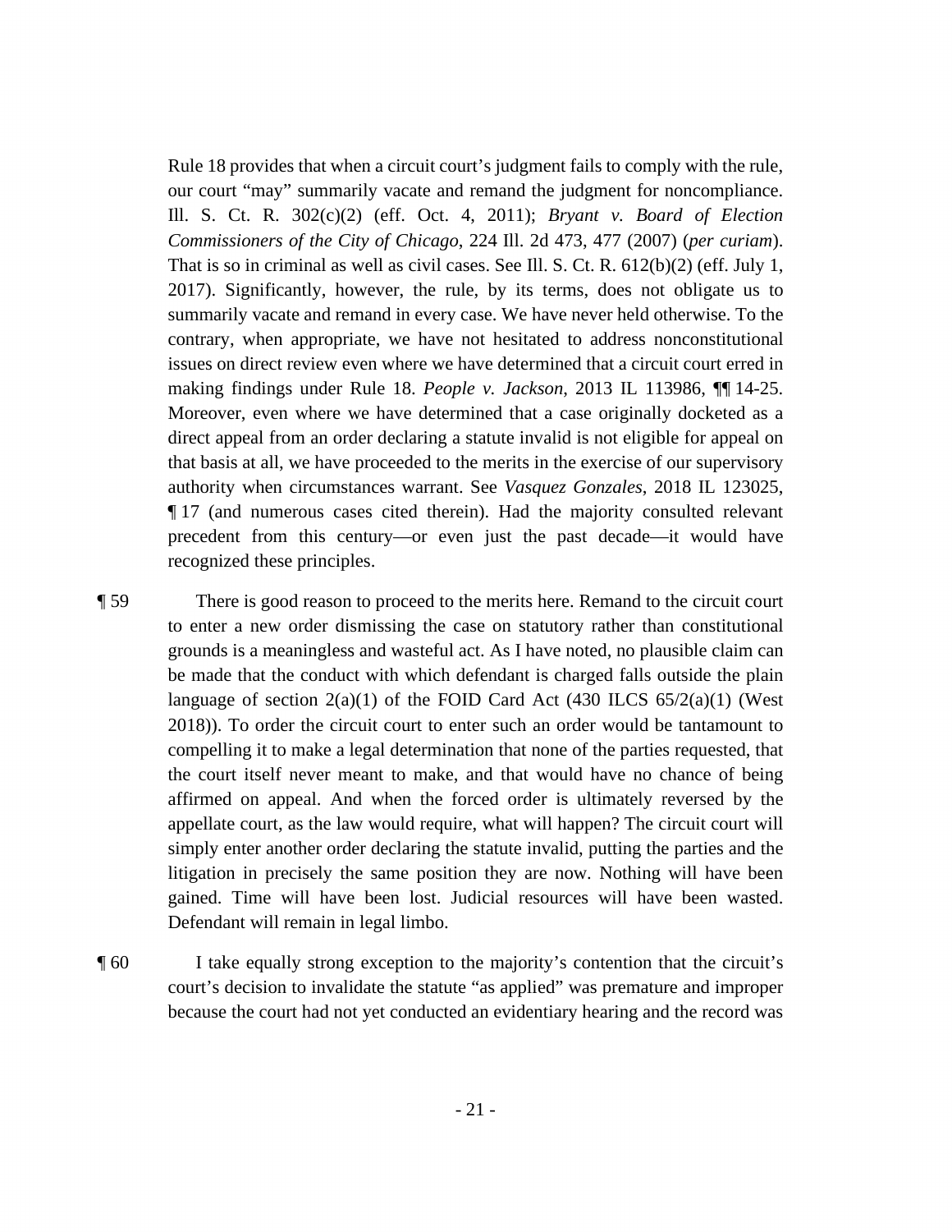Rule 18 provides that when a circuit court's judgment fails to comply with the rule, our court "may" summarily vacate and remand the judgment for noncompliance. Ill. S. Ct. R. 302(c)(2) (eff. Oct. 4, 2011); *Bryant v. Board of Election Commissioners of the City of Chicago*, 224 Ill. 2d 473, 477 (2007) (*per curiam*). That is so in criminal as well as civil cases. See Ill. S. Ct. R. 612(b)(2) (eff. July 1, 2017). Significantly, however, the rule, by its terms, does not obligate us to summarily vacate and remand in every case. We have never held otherwise. To the contrary, when appropriate, we have not hesitated to address nonconstitutional issues on direct review even where we have determined that a circuit court erred in making findings under Rule 18. *People v. Jackson*, 2013 IL 113986, ¶¶ 14-25. Moreover, even where we have determined that a case originally docketed as a direct appeal from an order declaring a statute invalid is not eligible for appeal on that basis at all, we have proceeded to the merits in the exercise of our supervisory authority when circumstances warrant. See *Vasquez Gonzales*, 2018 IL 123025, ¶ 17 (and numerous cases cited therein). Had the majority consulted relevant precedent from this century—or even just the past decade—it would have recognized these principles.

¶ 59 There is good reason to proceed to the merits here. Remand to the circuit court to enter a new order dismissing the case on statutory rather than constitutional grounds is a meaningless and wasteful act. As I have noted, no plausible claim can be made that the conduct with which defendant is charged falls outside the plain language of section 2(a)(1) of the FOID Card Act (430 ILCS 65/2(a)(1) (West 2018)). To order the circuit court to enter such an order would be tantamount to compelling it to make a legal determination that none of the parties requested, that the court itself never meant to make, and that would have no chance of being affirmed on appeal. And when the forced order is ultimately reversed by the appellate court, as the law would require, what will happen? The circuit court will simply enter another order declaring the statute invalid, putting the parties and the litigation in precisely the same position they are now. Nothing will have been gained. Time will have been lost. Judicial resources will have been wasted. Defendant will remain in legal limbo.

¶ 60 I take equally strong exception to the majority's contention that the circuit's court's decision to invalidate the statute "as applied" was premature and improper because the court had not yet conducted an evidentiary hearing and the record was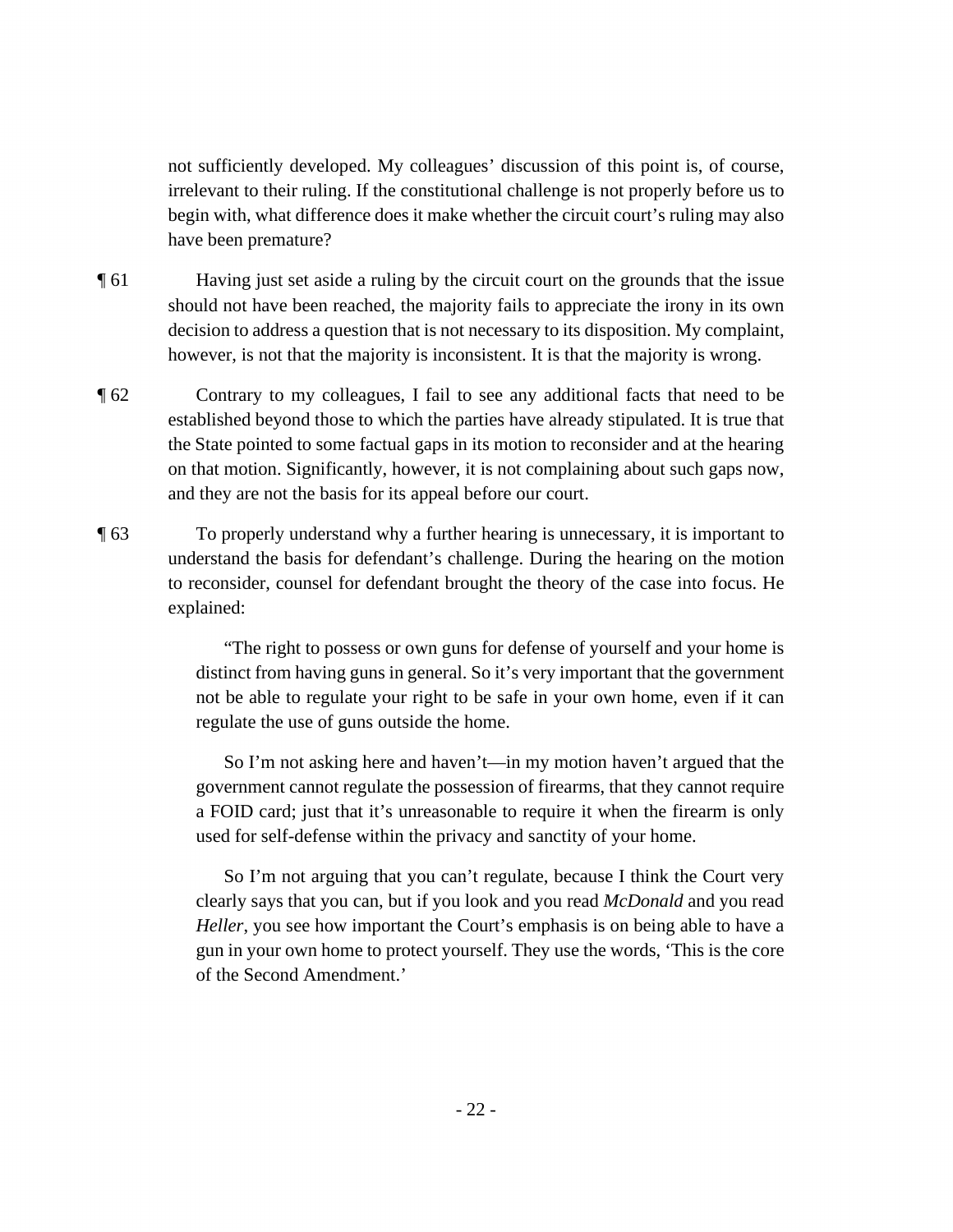not sufficiently developed. My colleagues' discussion of this point is, of course, irrelevant to their ruling. If the constitutional challenge is not properly before us to begin with, what difference does it make whether the circuit court's ruling may also have been premature?

¶ 61 Having just set aside a ruling by the circuit court on the grounds that the issue should not have been reached, the majority fails to appreciate the irony in its own decision to address a question that is not necessary to its disposition. My complaint, however, is not that the majority is inconsistent. It is that the majority is wrong.

¶ 62 Contrary to my colleagues, I fail to see any additional facts that need to be established beyond those to which the parties have already stipulated. It is true that the State pointed to some factual gaps in its motion to reconsider and at the hearing on that motion. Significantly, however, it is not complaining about such gaps now, and they are not the basis for its appeal before our court.

¶ 63 To properly understand why a further hearing is unnecessary, it is important to understand the basis for defendant's challenge. During the hearing on the motion to reconsider, counsel for defendant brought the theory of the case into focus. He explained:

> "The right to possess or own guns for defense of yourself and your home is distinct from having guns in general. So it's very important that the government not be able to regulate your right to be safe in your own home, even if it can regulate the use of guns outside the home.
>
> So I'm not asking here and haven't—in my motion haven't argued that the government cannot regulate the possession of firearms, that they cannot require a FOID card; just that it's unreasonable to require it when the firearm is only used for self-defense within the privacy and sanctity of your home.
>
> So I'm not arguing that you can't regulate, because I think the Court very clearly says that you can, but if you look and you read *McDonald* and you read *Heller*, you see how important the Court's emphasis is on being able to have a gun in your own home to protect yourself. They use the words, 'This is the core of the Second Amendment.'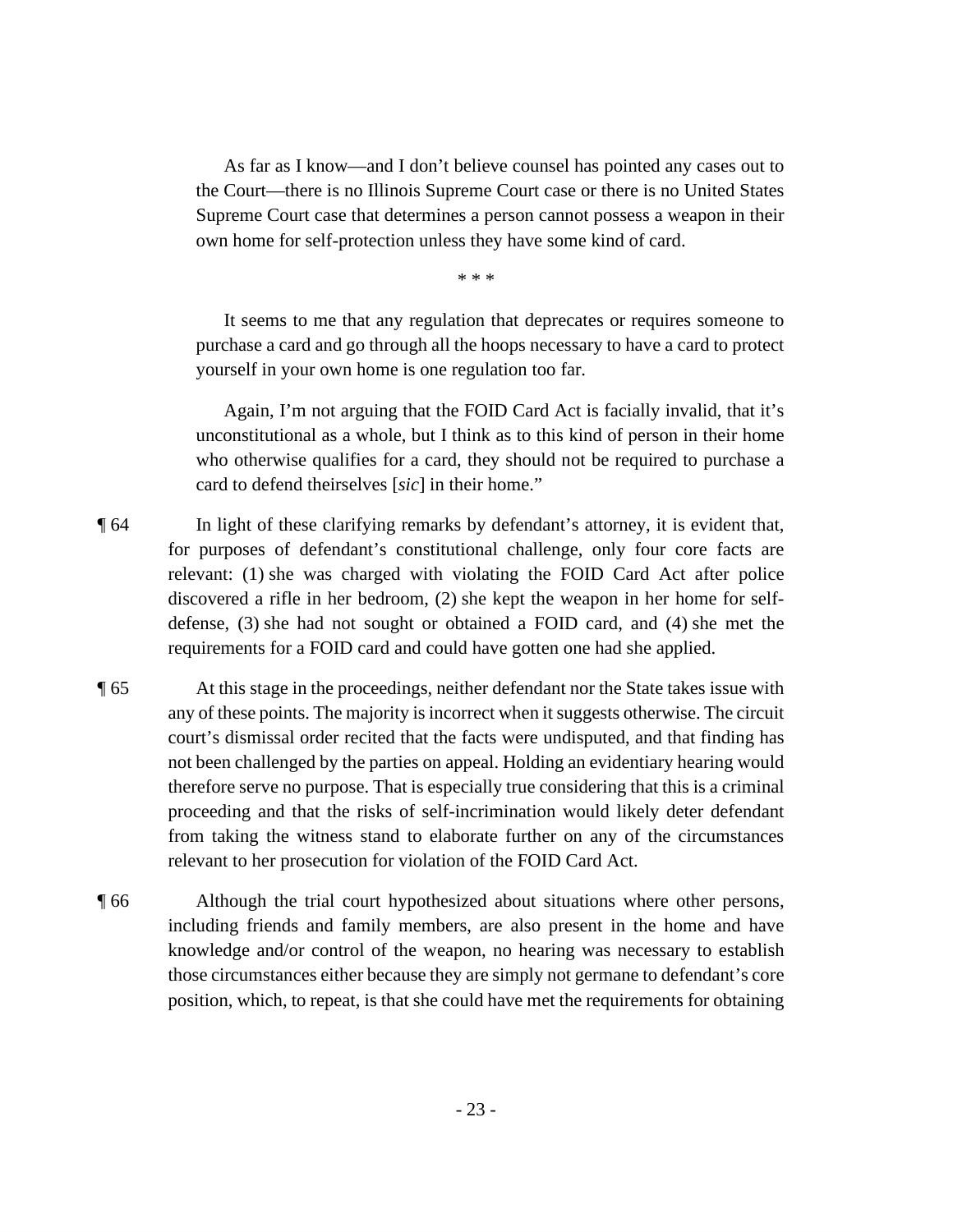> As far as I know—and I don't believe counsel has pointed any cases out to the Court—there is no Illinois Supreme Court case or there is no United States Supreme Court case that determines a person cannot possess a weapon in their own home for self-protection unless they have some kind of card.
>
> \* \* \*
>
> It seems to me that any regulation that deprecates or requires someone to purchase a card and go through all the hoops necessary to have a card to protect yourself in your own home is one regulation too far.
>
> Again, I'm not arguing that the FOID Card Act is facially invalid, that it's unconstitutional as a whole, but I think as to this kind of person in their home who otherwise qualifies for a card, they should not be required to purchase a card to defend theirselves [*sic*] in their home."

¶ 64 In light of these clarifying remarks by defendant's attorney, it is evident that, for purposes of defendant's constitutional challenge, only four core facts are relevant: (1) she was charged with violating the FOID Card Act after police discovered a rifle in her bedroom, (2) she kept the weapon in her home for self-defense, (3) she had not sought or obtained a FOID card, and (4) she met the requirements for a FOID card and could have gotten one had she applied.

¶ 65 At this stage in the proceedings, neither defendant nor the State takes issue with any of these points. The majority is incorrect when it suggests otherwise. The circuit court's dismissal order recited that the facts were undisputed, and that finding has not been challenged by the parties on appeal. Holding an evidentiary hearing would therefore serve no purpose. That is especially true considering that this is a criminal proceeding and that the risks of self-incrimination would likely deter defendant from taking the witness stand to elaborate further on any of the circumstances relevant to her prosecution for violation of the FOID Card Act.

¶ 66 Although the trial court hypothesized about situations where other persons, including friends and family members, are also present in the home and have knowledge and/or control of the weapon, no hearing was necessary to establish those circumstances either because they are simply not germane to defendant's core position, which, to repeat, is that she could have met the requirements for obtaining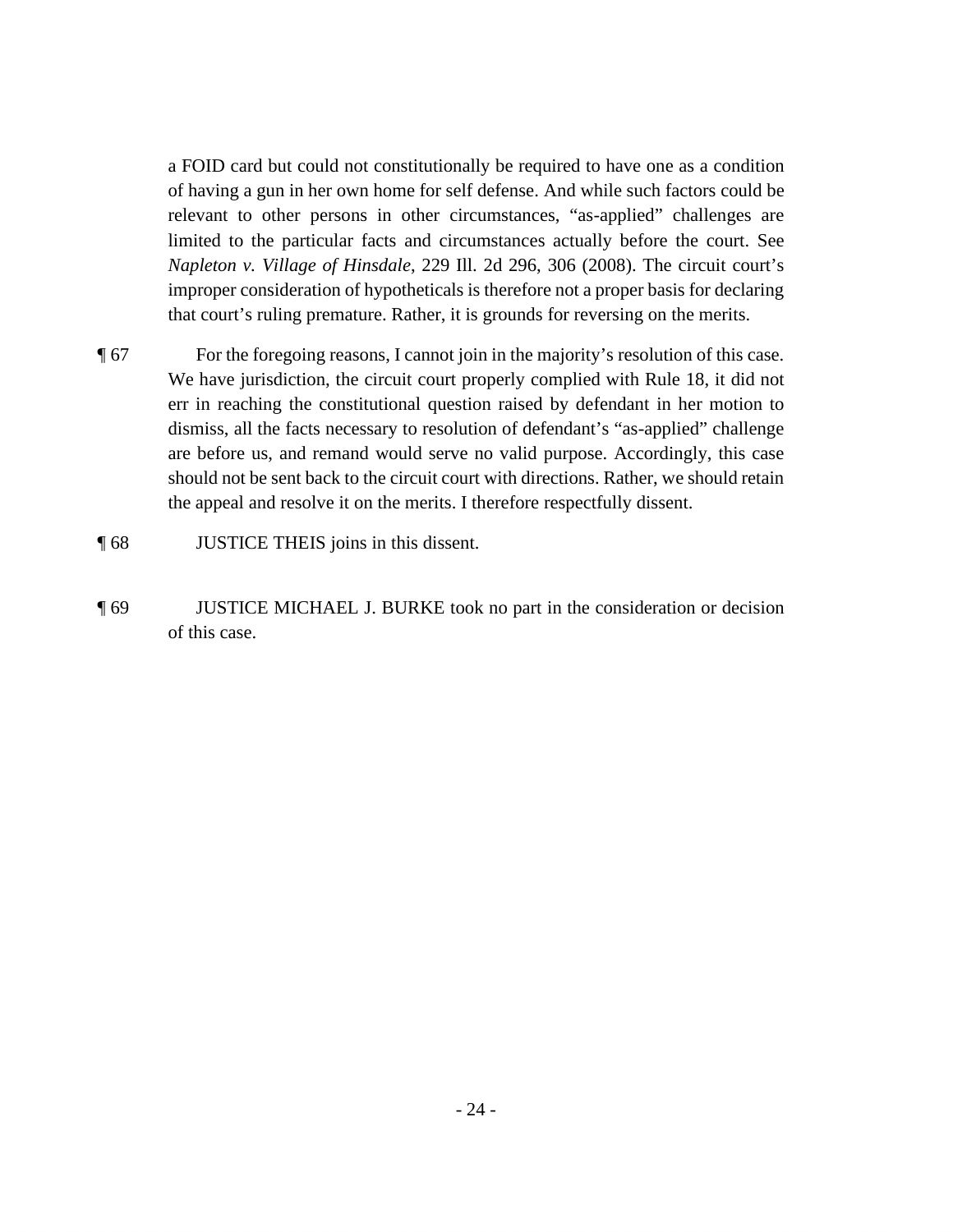a FOID card but could not constitutionally be required to have one as a condition of having a gun in her own home for self defense. And while such factors could be relevant to other persons in other circumstances, "as-applied" challenges are limited to the particular facts and circumstances actually before the court. See *Napleton v. Village of Hinsdale*, 229 Ill. 2d 296, 306 (2008). The circuit court's improper consideration of hypotheticals is therefore not a proper basis for declaring that court's ruling premature. Rather, it is grounds for reversing on the merits.

¶ 67 For the foregoing reasons, I cannot join in the majority's resolution of this case. We have jurisdiction, the circuit court properly complied with Rule 18, it did not err in reaching the constitutional question raised by defendant in her motion to dismiss, all the facts necessary to resolution of defendant's "as-applied" challenge are before us, and remand would serve no valid purpose. Accordingly, this case should not be sent back to the circuit court with directions. Rather, we should retain the appeal and resolve it on the merits. I therefore respectfully dissent.

¶ 68 JUSTICE THEIS joins in this dissent.

¶ 69 JUSTICE MICHAEL J. BURKE took no part in the consideration or decision of this case.